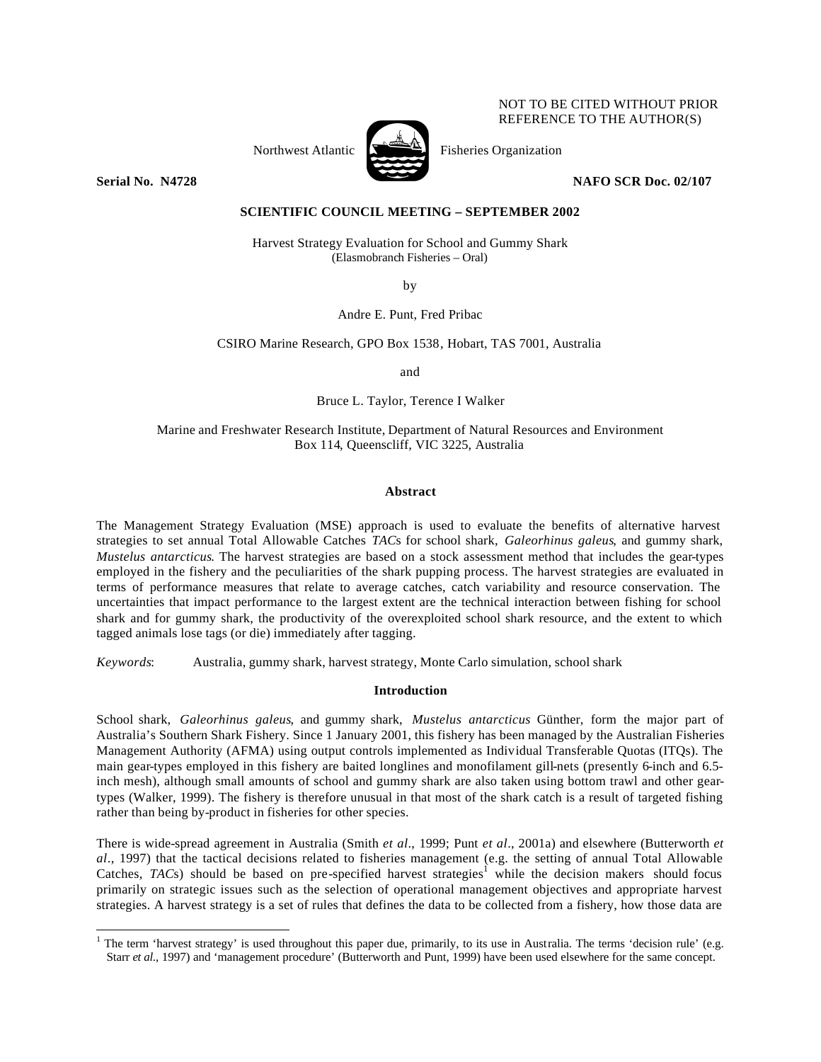NOT TO BE CITED WITHOUT PRIOR REFERENCE TO THE AUTHOR(S)

Northwest Atlantic Fisheries Organization

**Serial No. N4728** **NAFO SCR Doc. 02/107**

**SCIENTIFIC COUNCIL MEETING – SEPTEMBER 2002**

Harvest Strategy Evaluation for School and Gummy Shark
(Elasmobranch Fisheries – Oral)

by

Andre E. Punt, Fred Pribac

CSIRO Marine Research, GPO Box 1538, Hobart, TAS 7001, Australia

and

Bruce L. Taylor, Terence I Walker

Marine and Freshwater Research Institute, Department of Natural Resources and Environment
Box 114, Queenscliff, VIC 3225, Australia

## Abstract

The Management Strategy Evaluation (MSE) approach is used to evaluate the benefits of alternative harvest strategies to set annual Total Allowable Catches *TAC*s for school shark, *Galeorhinus galeus*, and gummy shark, *Mustelus antarcticus*. The harvest strategies are based on a stock assessment method that includes the gear-types employed in the fishery and the peculiarities of the shark pupping process. The harvest strategies are evaluated in terms of performance measures that relate to average catches, catch variability and resource conservation. The uncertainties that impact performance to the largest extent are the technical interaction between fishing for school shark and for gummy shark, the productivity of the overexploited school shark resource, and the extent to which tagged animals lose tags (or die) immediately after tagging.

*Keywords*: Australia, gummy shark, harvest strategy, Monte Carlo simulation, school shark

## Introduction

School shark, *Galeorhinus galeus*, and gummy shark, *Mustelus antarcticus* Günther, form the major part of Australia's Southern Shark Fishery. Since 1 January 2001, this fishery has been managed by the Australian Fisheries Management Authority (AFMA) using output controls implemented as Individual Transferable Quotas (ITQs). The main gear-types employed in this fishery are baited longlines and monofilament gill-nets (presently 6-inch and 6.5-inch mesh), although small amounts of school and gummy shark are also taken using bottom trawl and other gear-types (Walker, 1999). The fishery is therefore unusual in that most of the shark catch is a result of targeted fishing rather than being by-product in fisheries for other species.

There is wide-spread agreement in Australia (Smith *et al*., 1999; Punt *et al*., 2001a) and elsewhere (Butterworth *et al*., 1997) that the tactical decisions related to fisheries management (e.g. the setting of annual Total Allowable Catches, *TAC*s) should be based on pre-specified harvest strategies[1] while the decision makers should focus primarily on strategic issues such as the selection of operational management objectives and appropriate harvest strategies. A harvest strategy is a set of rules that defines the data to be collected from a fishery, how those data are

[1] The term 'harvest strategy' is used throughout this paper due, primarily, to its use in Australia. The terms 'decision rule' (e.g. Starr *et al*., 1997) and 'management procedure' (Butterworth and Punt, 1999) have been used elsewhere for the same concept.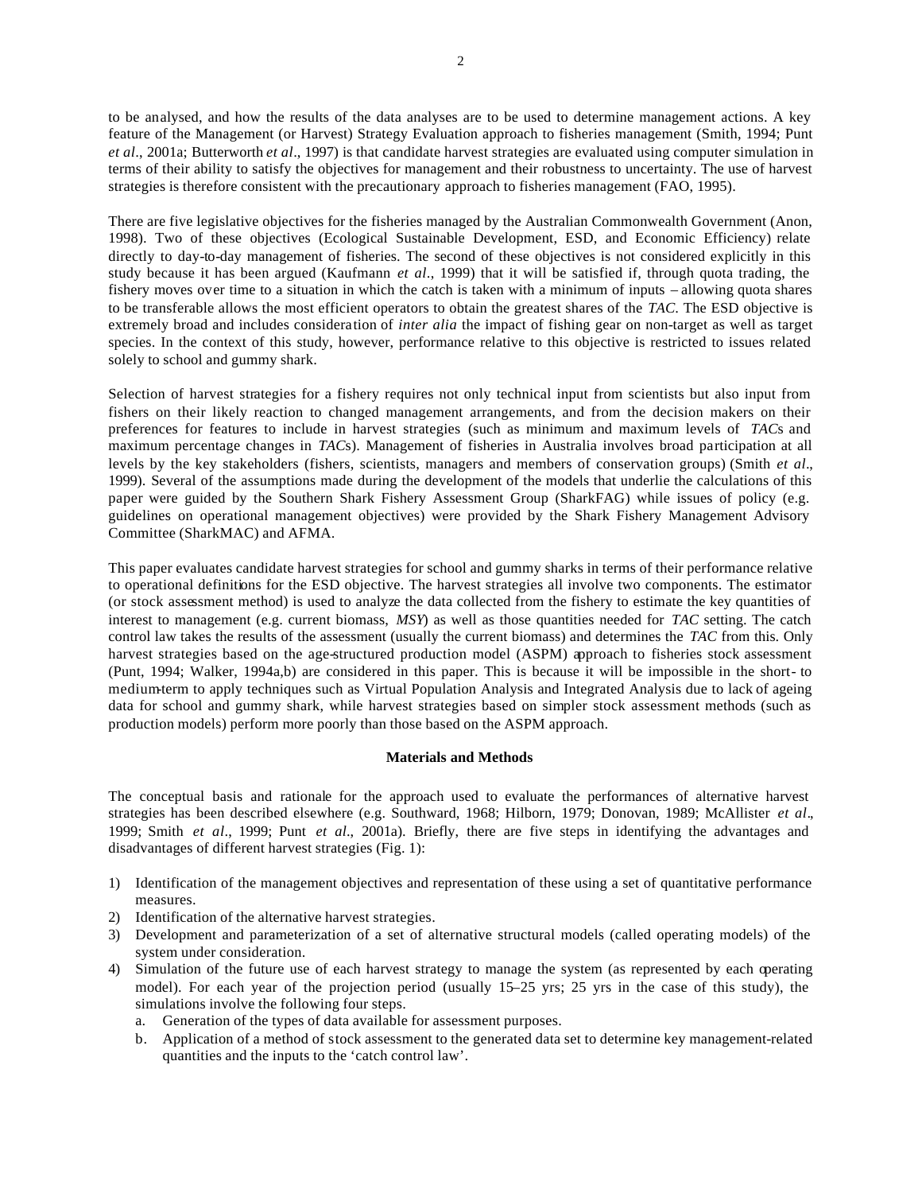to be analysed, and how the results of the data analyses are to be used to determine management actions. A key feature of the Management (or Harvest) Strategy Evaluation approach to fisheries management (Smith, 1994; Punt *et al*., 2001a; Butterworth *et al*., 1997) is that candidate harvest strategies are evaluated using computer simulation in terms of their ability to satisfy the objectives for management and their robustness to uncertainty. The use of harvest strategies is therefore consistent with the precautionary approach to fisheries management (FAO, 1995).

There are five legislative objectives for the fisheries managed by the Australian Commonwealth Government (Anon, 1998). Two of these objectives (Ecological Sustainable Development, ESD, and Economic Efficiency) relate directly to day-to-day management of fisheries. The second of these objectives is not considered explicitly in this study because it has been argued (Kaufmann *et al*., 1999) that it will be satisfied if, through quota trading, the fishery moves over time to a situation in which the catch is taken with a minimum of inputs – allowing quota shares to be transferable allows the most efficient operators to obtain the greatest shares of the *TAC*. The ESD objective is extremely broad and includes consideration of *inter alia* the impact of fishing gear on non-target as well as target species. In the context of this study, however, performance relative to this objective is restricted to issues related solely to school and gummy shark.

Selection of harvest strategies for a fishery requires not only technical input from scientists but also input from fishers on their likely reaction to changed management arrangements, and from the decision makers on their preferences for features to include in harvest strategies (such as minimum and maximum levels of *TAC*s and maximum percentage changes in *TAC*s). Management of fisheries in Australia involves broad participation at all levels by the key stakeholders (fishers, scientists, managers and members of conservation groups) (Smith *et al*., 1999). Several of the assumptions made during the development of the models that underlie the calculations of this paper were guided by the Southern Shark Fishery Assessment Group (SharkFAG) while issues of policy (e.g. guidelines on operational management objectives) were provided by the Shark Fishery Management Advisory Committee (SharkMAC) and AFMA.

This paper evaluates candidate harvest strategies for school and gummy sharks in terms of their performance relative to operational definitions for the ESD objective. The harvest strategies all involve two components. The estimator (or stock assessment method) is used to analyze the data collected from the fishery to estimate the key quantities of interest to management (e.g. current biomass, *MSY*) as well as those quantities needed for *TAC* setting. The catch control law takes the results of the assessment (usually the current biomass) and determines the *TAC* from this. Only harvest strategies based on the age-structured production model (ASPM) approach to fisheries stock assessment (Punt, 1994; Walker, 1994a,b) are considered in this paper. This is because it will be impossible in the short- to medium-term to apply techniques such as Virtual Population Analysis and Integrated Analysis due to lack of ageing data for school and gummy shark, while harvest strategies based on simpler stock assessment methods (such as production models) perform more poorly than those based on the ASPM approach.

## Materials and Methods

The conceptual basis and rationale for the approach used to evaluate the performances of alternative harvest strategies has been described elsewhere (e.g. Southward, 1968; Hilborn, 1979; Donovan, 1989; McAllister *et al*., 1999; Smith *et al*., 1999; Punt *et al*., 2001a). Briefly, there are five steps in identifying the advantages and disadvantages of different harvest strategies (Fig. 1):

1) Identification of the management objectives and representation of these using a set of quantitative performance measures.
2) Identification of the alternative harvest strategies.
3) Development and parameterization of a set of alternative structural models (called operating models) of the system under consideration.
4) Simulation of the future use of each harvest strategy to manage the system (as represented by each operating model). For each year of the projection period (usually 15–25 yrs; 25 yrs in the case of this study), the simulations involve the following four steps.
    a. Generation of the types of data available for assessment purposes.
    b. Application of a method of stock assessment to the generated data set to determine key management-related quantities and the inputs to the 'catch control law'.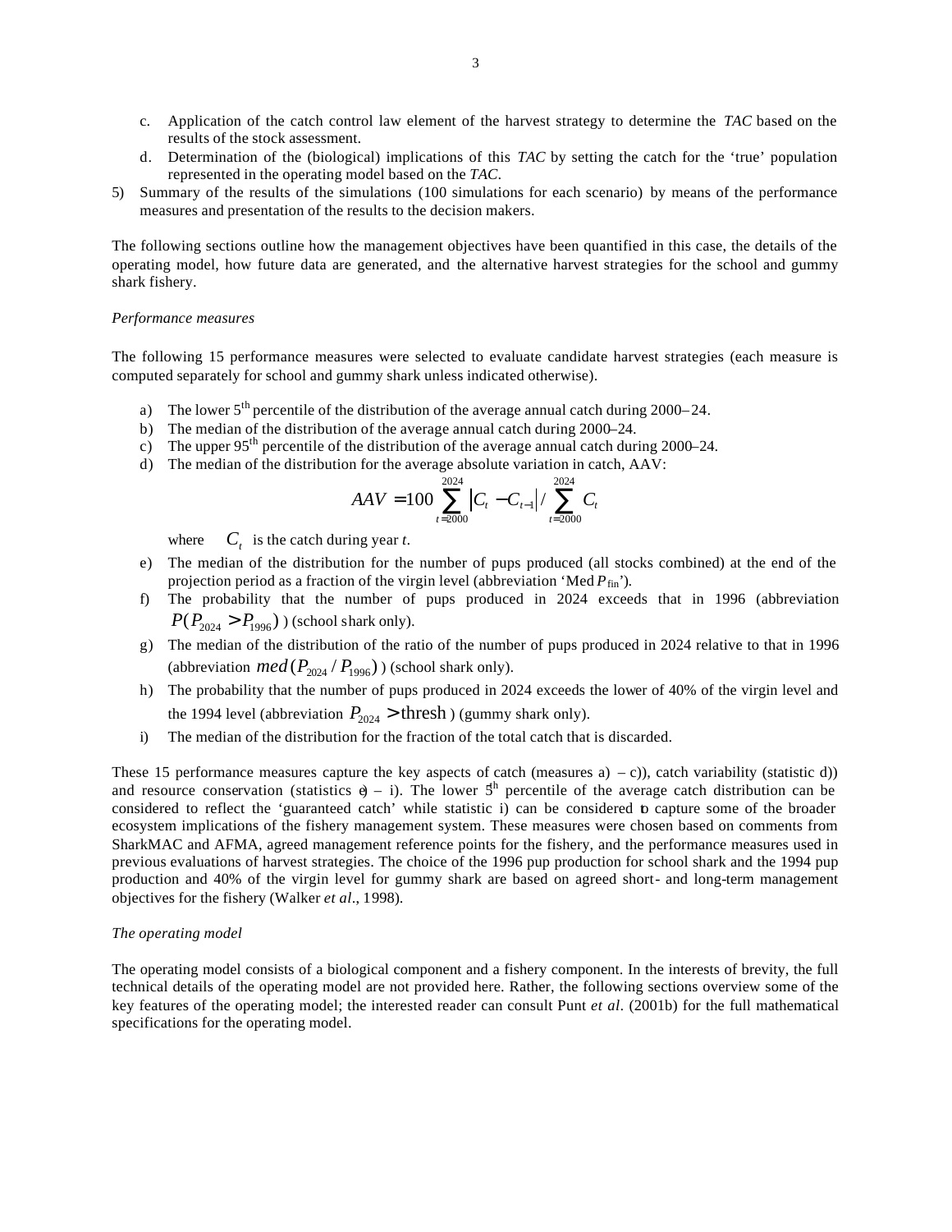c. Application of the catch control law element of the harvest strategy to determine the *TAC* based on the results of the stock assessment.
d. Determination of the (biological) implications of this *TAC* by setting the catch for the 'true' population represented in the operating model based on the *TAC*.

5) Summary of the results of the simulations (100 simulations for each scenario) by means of the performance measures and presentation of the results to the decision makers.

The following sections outline how the management objectives have been quantified in this case, the details of the operating model, how future data are generated, and the alternative harvest strategies for the school and gummy shark fishery.

*Performance measures*

The following 15 performance measures were selected to evaluate candidate harvest strategies (each measure is computed separately for school and gummy shark unless indicated otherwise).

a) The lower 5th percentile of the distribution of the average annual catch during 2000–24.
b) The median of the distribution of the average annual catch during 2000–24.
c) The upper 95th percentile of the distribution of the average annual catch during 2000–24.
d) The median of the distribution for the average absolute variation in catch, AAV:

$$AAV = 100 \sum_{t=2000}^{2024} \left| C_t - C_{t-1} \right| / \sum_{t=2000}^{2024} C_t$$

where $C_t$ is the catch during year *t*.

e) The median of the distribution for the number of pups produced (all stocks combined) at the end of the projection period as a fraction of the virgin level (abbreviation 'Med $P_{\rm fin}$').
f) The probability that the number of pups produced in 2024 exceeds that in 1996 (abbreviation $P(P_{2024} > P_{1996})$) (school shark only).
g) The median of the distribution of the ratio of the number of pups produced in 2024 relative to that in 1996 (abbreviation $med(P_{2024} / P_{1996})$) (school shark only).
h) The probability that the number of pups produced in 2024 exceeds the lower of 40% of the virgin level and the 1994 level (abbreviation $P_{2024} > \text{thresh}$) (gummy shark only).
i) The median of the distribution for the fraction of the total catch that is discarded.

These 15 performance measures capture the key aspects of catch (measures a) – c)), catch variability (statistic d)) and resource conservation (statistics e) – i). The lower 5th percentile of the average catch distribution can be considered to reflect the 'guaranteed catch' while statistic i) can be considered to capture some of the broader ecosystem implications of the fishery management system. These measures were chosen based on comments from SharkMAC and AFMA, agreed management reference points for the fishery, and the performance measures used in previous evaluations of harvest strategies. The choice of the 1996 pup production for school shark and the 1994 pup production and 40% of the virgin level for gummy shark are based on agreed short- and long-term management objectives for the fishery (Walker *et al*., 1998).

*The operating model*

The operating model consists of a biological component and a fishery component. In the interests of brevity, the full technical details of the operating model are not provided here. Rather, the following sections overview some of the key features of the operating model; the interested reader can consult Punt *et al*. (2001b) for the full mathematical specifications for the operating model.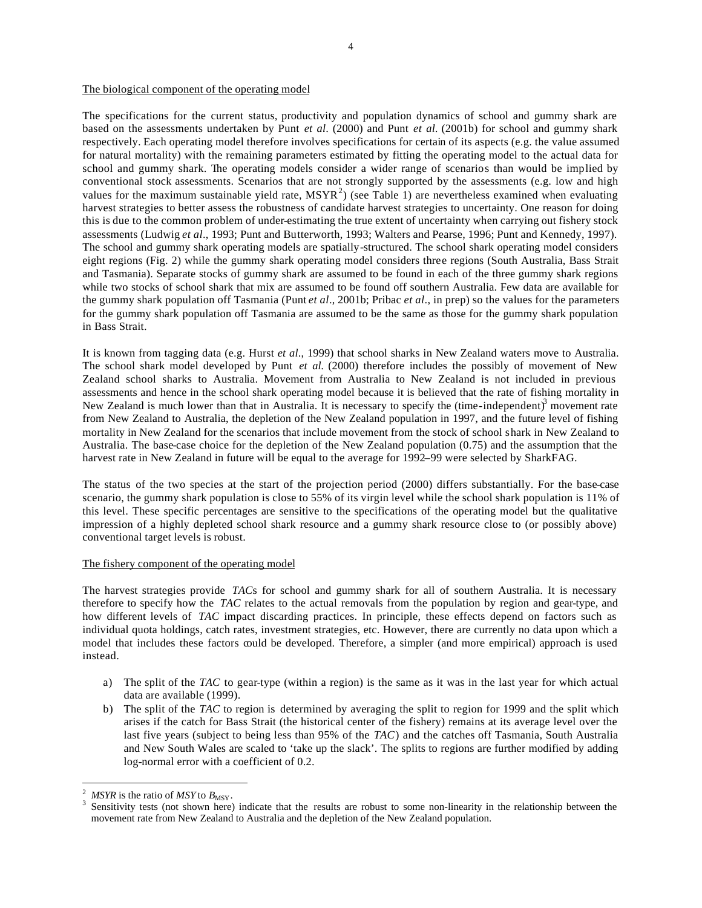<u>The biological component of the operating model</u>

The specifications for the current status, productivity and population dynamics of school and gummy shark are based on the assessments undertaken by Punt *et al.* (2000) and Punt *et al.* (2001b) for school and gummy shark respectively. Each operating model therefore involves specifications for certain of its aspects (e.g. the value assumed for natural mortality) with the remaining parameters estimated by fitting the operating model to the actual data for school and gummy shark. The operating models consider a wider range of scenarios than would be implied by conventional stock assessments. Scenarios that are not strongly supported by the assessments (e.g. low and high values for the maximum sustainable yield rate, MSYR[2]) (see Table 1) are nevertheless examined when evaluating harvest strategies to better assess the robustness of candidate harvest strategies to uncertainty. One reason for doing this is due to the common problem of under-estimating the true extent of uncertainty when carrying out fishery stock assessments (Ludwig *et al*., 1993; Punt and Butterworth, 1993; Walters and Pearse, 1996; Punt and Kennedy, 1997). The school and gummy shark operating models are spatially-structured. The school shark operating model considers eight regions (Fig. 2) while the gummy shark operating model considers three regions (South Australia, Bass Strait and Tasmania). Separate stocks of gummy shark are assumed to be found in each of the three gummy shark regions while two stocks of school shark that mix are assumed to be found off southern Australia. Few data are available for the gummy shark population off Tasmania (Punt *et al*., 2001b; Pribac *et al*., in prep) so the values for the parameters for the gummy shark population off Tasmania are assumed to be the same as those for the gummy shark population in Bass Strait.

It is known from tagging data (e.g. Hurst *et al*., 1999) that school sharks in New Zealand waters move to Australia. The school shark model developed by Punt *et al.* (2000) therefore includes the possibly of movement of New Zealand school sharks to Australia. Movement from Australia to New Zealand is not included in previous assessments and hence in the school shark operating model because it is believed that the rate of fishing mortality in New Zealand is much lower than that in Australia. It is necessary to specify the (time-independent)[3] movement rate from New Zealand to Australia, the depletion of the New Zealand population in 1997, and the future level of fishing mortality in New Zealand for the scenarios that include movement from the stock of school shark in New Zealand to Australia. The base-case choice for the depletion of the New Zealand population (0.75) and the assumption that the harvest rate in New Zealand in future will be equal to the average for 1992–99 were selected by SharkFAG.

The status of the two species at the start of the projection period (2000) differs substantially. For the base-case scenario, the gummy shark population is close to 55% of its virgin level while the school shark population is 11% of this level. These specific percentages are sensitive to the specifications of the operating model but the qualitative impression of a highly depleted school shark resource and a gummy shark resource close to (or possibly above) conventional target levels is robust.

<u>The fishery component of the operating model</u>

The harvest strategies provide *TAC*s for school and gummy shark for all of southern Australia. It is necessary therefore to specify how the *TAC* relates to the actual removals from the population by region and gear-type, and how different levels of *TAC* impact discarding practices. In principle, these effects depend on factors such as individual quota holdings, catch rates, investment strategies, etc. However, there are currently no data upon which a model that includes these factors could be developed. Therefore, a simpler (and more empirical) approach is used instead.

a) The split of the *TAC* to gear-type (within a region) is the same as it was in the last year for which actual data are available (1999).
b) The split of the *TAC* to region is determined by averaging the split to region for 1999 and the split which arises if the catch for Bass Strait (the historical center of the fishery) remains at its average level over the last five years (subject to being less than 95% of the *TAC*) and the catches off Tasmania, South Australia and New South Wales are scaled to 'take up the slack'. The splits to regions are further modified by adding log-normal error with a coefficient of 0.2.

---

[2] *MSYR* is the ratio of *MSY* to $B_{\text{MSY}}$.

[3] Sensitivity tests (not shown here) indicate that the results are robust to some non-linearity in the relationship between the movement rate from New Zealand to Australia and the depletion of the New Zealand population.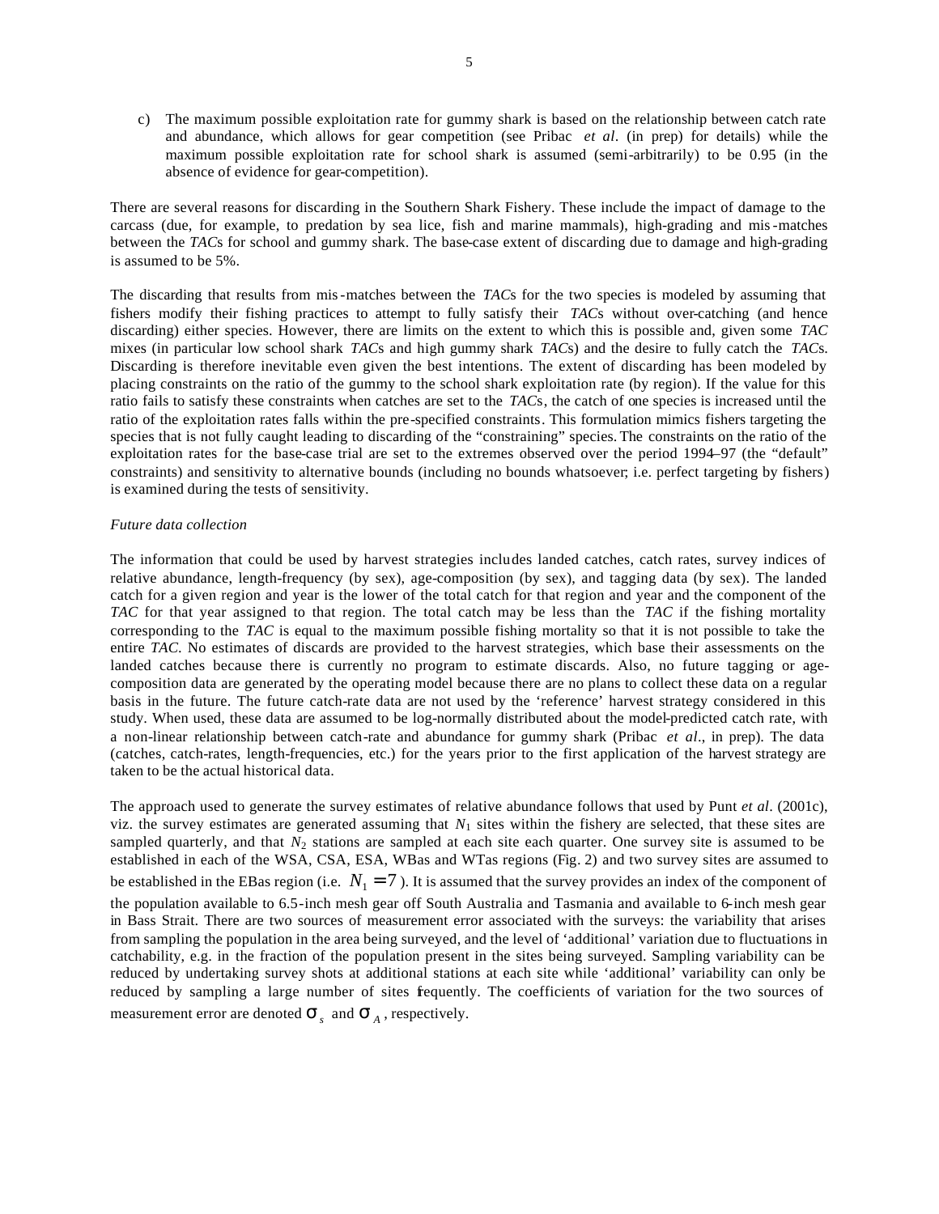c) The maximum possible exploitation rate for gummy shark is based on the relationship between catch rate and abundance, which allows for gear competition (see Pribac *et al*. (in prep) for details) while the maximum possible exploitation rate for school shark is assumed (semi-arbitrarily) to be 0.95 (in the absence of evidence for gear-competition).

There are several reasons for discarding in the Southern Shark Fishery. These include the impact of damage to the carcass (due, for example, to predation by sea lice, fish and marine mammals), high-grading and mis-matches between the *TAC*s for school and gummy shark. The base-case extent of discarding due to damage and high-grading is assumed to be 5%.

The discarding that results from mis-matches between the *TAC*s for the two species is modeled by assuming that fishers modify their fishing practices to attempt to fully satisfy their *TAC*s without over-catching (and hence discarding) either species. However, there are limits on the extent to which this is possible and, given some *TAC* mixes (in particular low school shark *TAC*s and high gummy shark *TAC*s) and the desire to fully catch the *TAC*s. Discarding is therefore inevitable even given the best intentions. The extent of discarding has been modeled by placing constraints on the ratio of the gummy to the school shark exploitation rate (by region). If the value for this ratio fails to satisfy these constraints when catches are set to the *TAC*s, the catch of one species is increased until the ratio of the exploitation rates falls within the pre-specified constraints. This formulation mimics fishers targeting the species that is not fully caught leading to discarding of the "constraining" species. The constraints on the ratio of the exploitation rates for the base-case trial are set to the extremes observed over the period 1994–97 (the "default" constraints) and sensitivity to alternative bounds (including no bounds whatsoever; i.e. perfect targeting by fishers) is examined during the tests of sensitivity.

*Future data collection*

The information that could be used by harvest strategies includes landed catches, catch rates, survey indices of relative abundance, length-frequency (by sex), age-composition (by sex), and tagging data (by sex). The landed catch for a given region and year is the lower of the total catch for that region and year and the component of the *TAC* for that year assigned to that region. The total catch may be less than the *TAC* if the fishing mortality corresponding to the *TAC* is equal to the maximum possible fishing mortality so that it is not possible to take the entire *TAC*. No estimates of discards are provided to the harvest strategies, which base their assessments on the landed catches because there is currently no program to estimate discards. Also, no future tagging or age-composition data are generated by the operating model because there are no plans to collect these data on a regular basis in the future. The future catch-rate data are not used by the 'reference' harvest strategy considered in this study. When used, these data are assumed to be log-normally distributed about the model-predicted catch rate, with a non-linear relationship between catch-rate and abundance for gummy shark (Pribac *et al*., in prep). The data (catches, catch-rates, length-frequencies, etc.) for the years prior to the first application of the harvest strategy are taken to be the actual historical data.

The approach used to generate the survey estimates of relative abundance follows that used by Punt *et al*. (2001c), viz. the survey estimates are generated assuming that $N_1$ sites within the fishery are selected, that these sites are sampled quarterly, and that $N_2$ stations are sampled at each site each quarter. One survey site is assumed to be established in each of the WSA, CSA, ESA, WBas and WTas regions (Fig. 2) and two survey sites are assumed to be established in the EBas region (i.e. $N_1 = 7$). It is assumed that the survey provides an index of the component of the population available to 6.5-inch mesh gear off South Australia and Tasmania and available to 6-inch mesh gear in Bass Strait. There are two sources of measurement error associated with the surveys: the variability that arises from sampling the population in the area being surveyed, and the level of 'additional' variation due to fluctuations in catchability, e.g. in the fraction of the population present in the sites being surveyed. Sampling variability can be reduced by undertaking survey shots at additional stations at each site while 'additional' variability can only be reduced by sampling a large number of sites frequently. The coefficients of variation for the two sources of measurement error are denoted $\sigma_s$ and $\sigma_A$, respectively.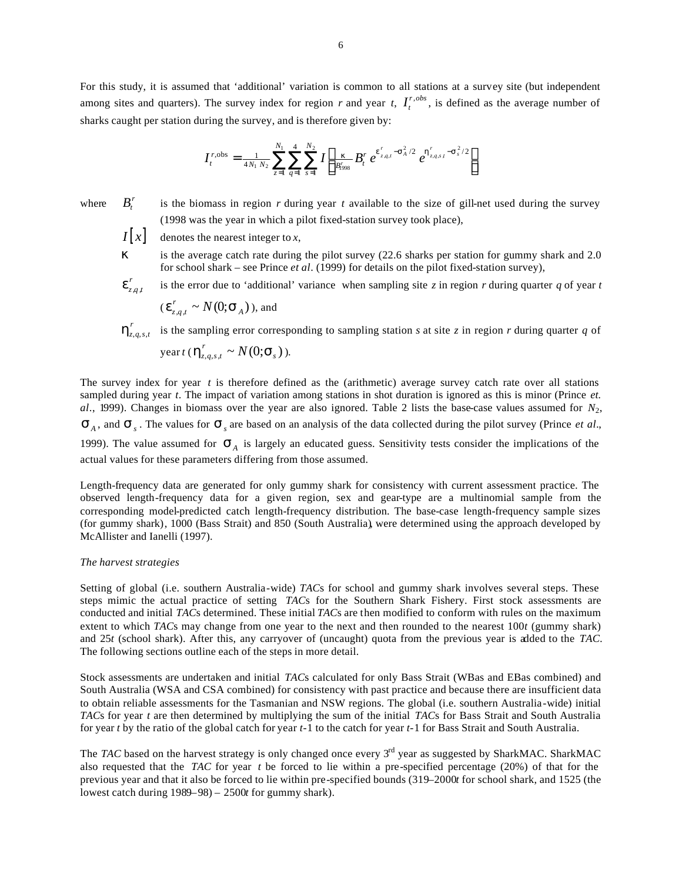For this study, it is assumed that 'additional' variation is common to all stations at a survey site (but independent among sites and quarters). The survey index for region $r$ and year $t$, $I_t^{r,obs}$, is defined as the average number of sharks caught per station during the survey, and is therefore given by:

$$I_t^{r,\text{obs}} = \frac{1}{4N_1 N_2} \sum_{z=1}^{N_1} \sum_{q=1}^{4} \sum_{s=1}^{N_2} I\left[ \frac{\kappa}{B_{1998}^r} B_t^r \, e^{\varepsilon_{z,q,t}^r - \sigma_A^2/2} \, e^{\eta_{z,q,s,t}^r - \sigma_s^2/2} \right]$$

where
- $B_t^r$ is the biomass in region $r$ during year $t$ available to the size of gill-net used during the survey (1998 was the year in which a pilot fixed-station survey took place),
- $I[x]$ denotes the nearest integer to $x$,
- $\kappa$ is the average catch rate during the pilot survey (22.6 sharks per station for gummy shark and 2.0 for school shark – see Prince *et al*. (1999) for details on the pilot fixed-station survey),
- $\varepsilon_{z,q,t}^r$ is the error due to 'additional' variance when sampling site $z$ in region $r$ during quarter $q$ of year $t$ ($\varepsilon_{z,q,t}^r \sim N(0;\sigma_A)$), and
- $\eta_{z,q,s,t}^r$ is the sampling error corresponding to sampling station $s$ at site $z$ in region $r$ during quarter $q$ of year $t$ ($\eta_{z,q,s,t}^r \sim N(0;\sigma_s)$).

The survey index for year $t$ is therefore defined as the (arithmetic) average survey catch rate over all stations sampled during year $t$. The impact of variation among stations in shot duration is ignored as this is minor (Prince *et. al*., 1999). Changes in biomass over the year are also ignored. Table 2 lists the base-case values assumed for $N_2$, $\sigma_A$, and $\sigma_s$. The values for $\sigma_s$ are based on an analysis of the data collected during the pilot survey (Prince *et al*., 1999). The value assumed for $\sigma_A$ is largely an educated guess. Sensitivity tests consider the implications of the actual values for these parameters differing from those assumed.

Length-frequency data are generated for only gummy shark for consistency with current assessment practice. The observed length-frequency data for a given region, sex and gear-type are a multinomial sample from the corresponding model-predicted catch length-frequency distribution. The base-case length-frequency sample sizes (for gummy shark), 1000 (Bass Strait) and 850 (South Australia), were determined using the approach developed by McAllister and Ianelli (1997).

*The harvest strategies*

Setting of global (i.e. southern Australia-wide) *TAC*s for school and gummy shark involves several steps. These steps mimic the actual practice of setting *TAC*s for the Southern Shark Fishery. First stock assessments are conducted and initial *TAC*s determined. These initial *TAC*s are then modified to conform with rules on the maximum extent to which *TAC*s may change from one year to the next and then rounded to the nearest 100*t* (gummy shark) and 25*t* (school shark). After this, any carryover of (uncaught) quota from the previous year is added to the *TAC*. The following sections outline each of the steps in more detail.

Stock assessments are undertaken and initial *TAC*s calculated for only Bass Strait (WBas and EBas combined) and South Australia (WSA and CSA combined) for consistency with past practice and because there are insufficient data to obtain reliable assessments for the Tasmanian and NSW regions. The global (i.e. southern Australia-wide) initial *TAC*s for year $t$ are then determined by multiplying the sum of the initial *TAC*s for Bass Strait and South Australia for year $t$ by the ratio of the global catch for year $t$-1 to the catch for year $t$-1 for Bass Strait and South Australia.

The *TAC* based on the harvest strategy is only changed once every 3rd year as suggested by SharkMAC. SharkMAC also requested that the *TAC* for year $t$ be forced to lie within a pre-specified percentage (20%) of that for the previous year and that it also be forced to lie within pre-specified bounds (319–2000*t* for school shark, and 1525 (the lowest catch during 1989–98) – 2500*t* for gummy shark).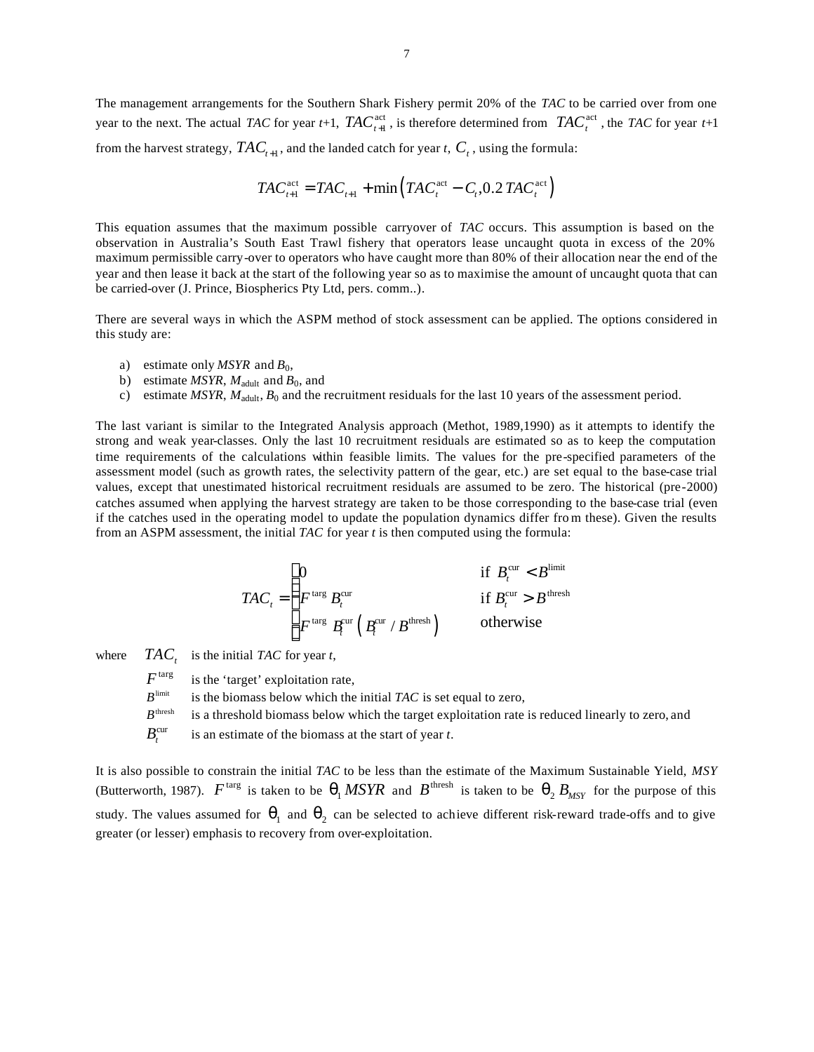The management arrangements for the Southern Shark Fishery permit 20% of the *TAC* to be carried over from one year to the next. The actual *TAC* for year *t*+1, $TAC^{\rm act}_{t+1}$, is therefore determined from $TAC^{\rm act}_{t}$, the *TAC* for year *t*+1 from the harvest strategy, $TAC_{t+1}$, and the landed catch for year *t*, $C_t$, using the formula:

$$TAC^{\rm act}_{t+1} = TAC_{t+1} + \min\left(TAC^{\rm act}_{t} - C_t, 0.2\,TAC^{\rm act}_{t}\right)$$

This equation assumes that the maximum possible carryover of *TAC* occurs. This assumption is based on the observation in Australia's South East Trawl fishery that operators lease uncaught quota in excess of the 20% maximum permissible carry-over to operators who have caught more than 80% of their allocation near the end of the year and then lease it back at the start of the following year so as to maximise the amount of uncaught quota that can be carried-over (J. Prince, Biospherics Pty Ltd, pers. comm..).

There are several ways in which the ASPM method of stock assessment can be applied. The options considered in this study are:

a) estimate only *MSYR* and $B_0$,
b) estimate *MSYR*, $M_{\rm adult}$ and $B_0$, and
c) estimate *MSYR*, $M_{\rm adult}$, $B_0$ and the recruitment residuals for the last 10 years of the assessment period.

The last variant is similar to the Integrated Analysis approach (Methot, 1989,1990) as it attempts to identify the strong and weak year-classes. Only the last 10 recruitment residuals are estimated so as to keep the computation time requirements of the calculations within feasible limits. The values for the pre-specified parameters of the assessment model (such as growth rates, the selectivity pattern of the gear, etc.) are set equal to the base-case trial values, except that unestimated historical recruitment residuals are assumed to be zero. The historical (pre-2000) catches assumed when applying the harvest strategy are taken to be those corresponding to the base-case trial (even if the catches used in the operating model to update the population dynamics differ from these). Given the results from an ASPM assessment, the initial *TAC* for year *t* is then computed using the formula:

$$TAC_t = \begin{cases} 0 & \text{if } B^{\rm cur}_t < B^{\rm limit} \\ F^{\rm targ}\,B^{\rm cur}_t & \text{if } B^{\rm cur}_t > B^{\rm thresh} \\ F^{\rm targ}\,B^{\rm cur}_t\left(B^{\rm cur}_t / B^{\rm thresh}\right) & \text{otherwise} \end{cases}$$

where
$TAC_t$ is the initial *TAC* for year *t*,
$F^{\rm targ}$ is the 'target' exploitation rate,
$B^{\rm limit}$ is the biomass below which the initial *TAC* is set equal to zero,
$B^{\rm thresh}$ is a threshold biomass below which the target exploitation rate is reduced linearly to zero, and
$B^{\rm cur}_t$ is an estimate of the biomass at the start of year *t*.

It is also possible to constrain the initial *TAC* to be less than the estimate of the Maximum Sustainable Yield, *MSY* (Butterworth, 1987). $F^{\rm targ}$ is taken to be $\theta_1\,MSYR$ and $B^{\rm thresh}$ is taken to be $\theta_2\,B_{MSY}$ for the purpose of this study. The values assumed for $\theta_1$ and $\theta_2$ can be selected to achieve different risk-reward trade-offs and to give greater (or lesser) emphasis to recovery from over-exploitation.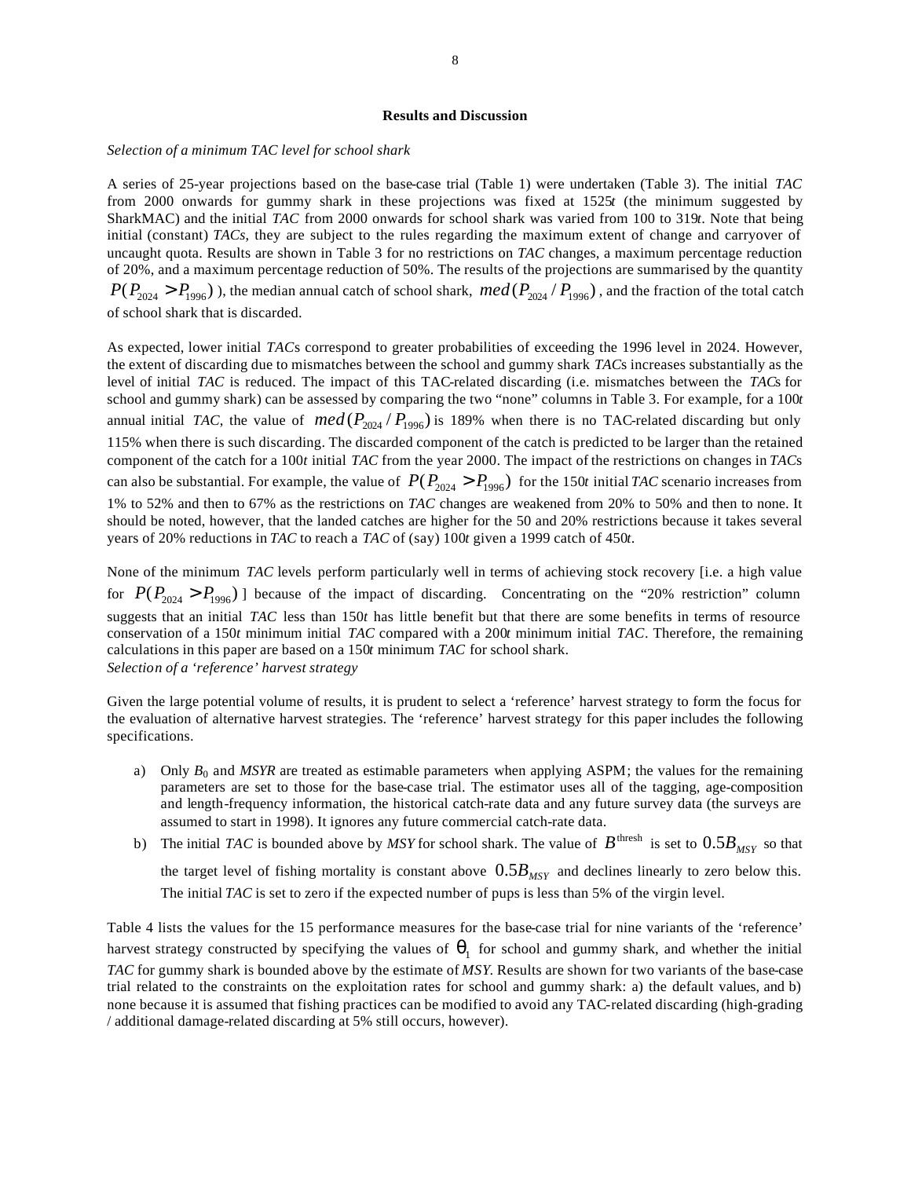## Results and Discussion

*Selection of a minimum TAC level for school shark*

A series of 25-year projections based on the base-case trial (Table 1) were undertaken (Table 3). The initial *TAC* from 2000 onwards for gummy shark in these projections was fixed at 1525*t* (the minimum suggested by SharkMAC) and the initial *TAC* from 2000 onwards for school shark was varied from 100 to 319*t*. Note that being initial (constant) *TACs*, they are subject to the rules regarding the maximum extent of change and carryover of uncaught quota. Results are shown in Table 3 for no restrictions on *TAC* changes, a maximum percentage reduction of 20%, and a maximum percentage reduction of 50%. The results of the projections are summarised by the quantity $P(P_{2024} > P_{1996})$ ), the median annual catch of school shark, $med(P_{2024} / P_{1996})$, and the fraction of the total catch of school shark that is discarded.

As expected, lower initial *TAC*s correspond to greater probabilities of exceeding the 1996 level in 2024. However, the extent of discarding due to mismatches between the school and gummy shark *TAC*s increases substantially as the level of initial *TAC* is reduced. The impact of this TAC-related discarding (i.e. mismatches between the *TAC*s for school and gummy shark) can be assessed by comparing the two "none" columns in Table 3. For example, for a 100*t* annual initial *TAC*, the value of $med(P_{2024} / P_{1996})$ is 189% when there is no TAC-related discarding but only 115% when there is such discarding. The discarded component of the catch is predicted to be larger than the retained component of the catch for a 100*t* initial *TAC* from the year 2000. The impact of the restrictions on changes in *TAC*s can also be substantial. For example, the value of $P(P_{2024} > P_{1996})$ for the 150*t* initial *TAC* scenario increases from 1% to 52% and then to 67% as the restrictions on *TAC* changes are weakened from 20% to 50% and then to none. It should be noted, however, that the landed catches are higher for the 50 and 20% restrictions because it takes several years of 20% reductions in *TAC* to reach a *TAC* of (say) 100*t* given a 1999 catch of 450*t*.

None of the minimum *TAC* levels perform particularly well in terms of achieving stock recovery [i.e. a high value for $P(P_{2024} > P_{1996})$ ] because of the impact of discarding. Concentrating on the "20% restriction" column suggests that an initial *TAC* less than 150*t* has little benefit but that there are some benefits in terms of resource conservation of a 150*t* minimum initial *TAC* compared with a 200*t* minimum initial *TAC*. Therefore, the remaining calculations in this paper are based on a 150*t* minimum *TAC* for school shark.

*Selection of a 'reference' harvest strategy*

Given the large potential volume of results, it is prudent to select a 'reference' harvest strategy to form the focus for the evaluation of alternative harvest strategies. The 'reference' harvest strategy for this paper includes the following specifications.

a) Only $B_0$ and *MSYR* are treated as estimable parameters when applying ASPM; the values for the remaining parameters are set to those for the base-case trial. The estimator uses all of the tagging, age-composition and length-frequency information, the historical catch-rate data and any future survey data (the surveys are assumed to start in 1998). It ignores any future commercial catch-rate data.

b) The initial *TAC* is bounded above by *MSY* for school shark. The value of $B^{\text{thresh}}$ is set to $0.5B_{MSY}$ so that the target level of fishing mortality is constant above $0.5B_{MSY}$ and declines linearly to zero below this. The initial *TAC* is set to zero if the expected number of pups is less than 5% of the virgin level.

Table 4 lists the values for the 15 performance measures for the base-case trial for nine variants of the 'reference' harvest strategy constructed by specifying the values of $\theta_1$ for school and gummy shark, and whether the initial *TAC* for gummy shark is bounded above by the estimate of *MSY*. Results are shown for two variants of the base-case trial related to the constraints on the exploitation rates for school and gummy shark: a) the default values, and b) none because it is assumed that fishing practices can be modified to avoid any TAC-related discarding (high-grading / additional damage-related discarding at 5% still occurs, however).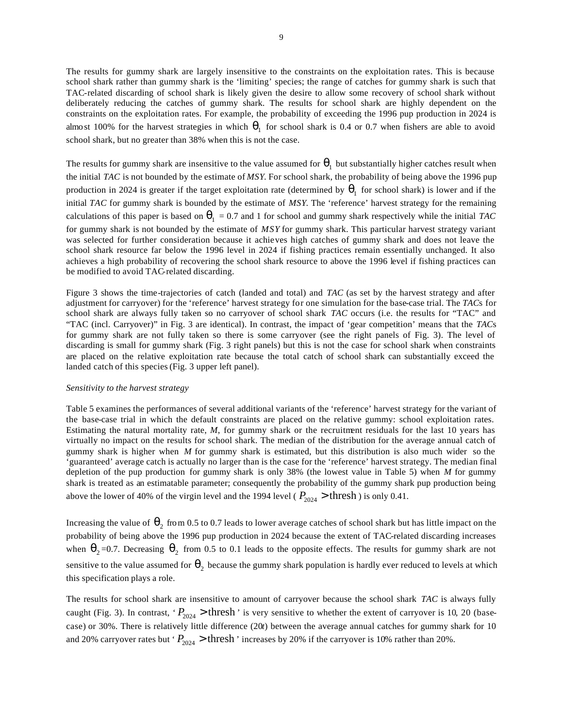The results for gummy shark are largely insensitive to the constraints on the exploitation rates. This is because school shark rather than gummy shark is the 'limiting' species; the range of catches for gummy shark is such that TAC-related discarding of school shark is likely given the desire to allow some recovery of school shark without deliberately reducing the catches of gummy shark. The results for school shark are highly dependent on the constraints on the exploitation rates. For example, the probability of exceeding the 1996 pup production in 2024 is almost 100% for the harvest strategies in which $\theta_1$ for school shark is 0.4 or 0.7 when fishers are able to avoid school shark, but no greater than 38% when this is not the case.

The results for gummy shark are insensitive to the value assumed for $\theta_1$ but substantially higher catches result when the initial *TAC* is not bounded by the estimate of *MSY*. For school shark, the probability of being above the 1996 pup production in 2024 is greater if the target exploitation rate (determined by $\theta_1$ for school shark) is lower and if the initial *TAC* for gummy shark is bounded by the estimate of *MSY*. The 'reference' harvest strategy for the remaining calculations of this paper is based on $\theta_1$ = 0.7 and 1 for school and gummy shark respectively while the initial *TAC* for gummy shark is not bounded by the estimate of *MSY* for gummy shark. This particular harvest strategy variant was selected for further consideration because it achieves high catches of gummy shark and does not leave the school shark resource far below the 1996 level in 2024 if fishing practices remain essentially unchanged. It also achieves a high probability of recovering the school shark resource to above the 1996 level if fishing practices can be modified to avoid TAC-related discarding.

Figure 3 shows the time-trajectories of catch (landed and total) and *TAC* (as set by the harvest strategy and after adjustment for carryover) for the 'reference' harvest strategy for one simulation for the base-case trial. The *TAC*s for school shark are always fully taken so no carryover of school shark *TAC* occurs (i.e. the results for "TAC" and "TAC (incl. Carryover)" in Fig. 3 are identical). In contrast, the impact of 'gear competition' means that the *TAC*s for gummy shark are not fully taken so there is some carryover (see the right panels of Fig. 3). The level of discarding is small for gummy shark (Fig. 3 right panels) but this is not the case for school shark when constraints are placed on the relative exploitation rate because the total catch of school shark can substantially exceed the landed catch of this species (Fig. 3 upper left panel).

*Sensitivity to the harvest strategy*

Table 5 examines the performances of several additional variants of the 'reference' harvest strategy for the variant of the base-case trial in which the default constraints are placed on the relative gummy: school exploitation rates. Estimating the natural mortality rate, *M*, for gummy shark or the recruitment residuals for the last 10 years has virtually no impact on the results for school shark. The median of the distribution for the average annual catch of gummy shark is higher when *M* for gummy shark is estimated, but this distribution is also much wider so the 'guaranteed' average catch is actually no larger than is the case for the 'reference' harvest strategy. The median final depletion of the pup production for gummy shark is only 38% (the lowest value in Table 5) when *M* for gummy shark is treated as an estimatable parameter; consequently the probability of the gummy shark pup production being above the lower of 40% of the virgin level and the 1994 level ( $P_{2024} > \text{thresh}$ ) is only 0.41.

Increasing the value of $\theta_2$ from 0.5 to 0.7 leads to lower average catches of school shark but has little impact on the probability of being above the 1996 pup production in 2024 because the extent of TAC-related discarding increases when $\theta_2$=0.7. Decreasing $\theta_2$ from 0.5 to 0.1 leads to the opposite effects. The results for gummy shark are not sensitive to the value assumed for $\theta_2$ because the gummy shark population is hardly ever reduced to levels at which this specification plays a role.

The results for school shark are insensitive to amount of carryover because the school shark *TAC* is always fully caught (Fig. 3). In contrast, '$P_{2024} > \text{thresh}$' is very sensitive to whether the extent of carryover is 10, 20 (base-case) or 30%. There is relatively little difference (20*t*) between the average annual catches for gummy shark for 10 and 20% carryover rates but '$P_{2024} > \text{thresh}$' increases by 20% if the carryover is 10% rather than 20%.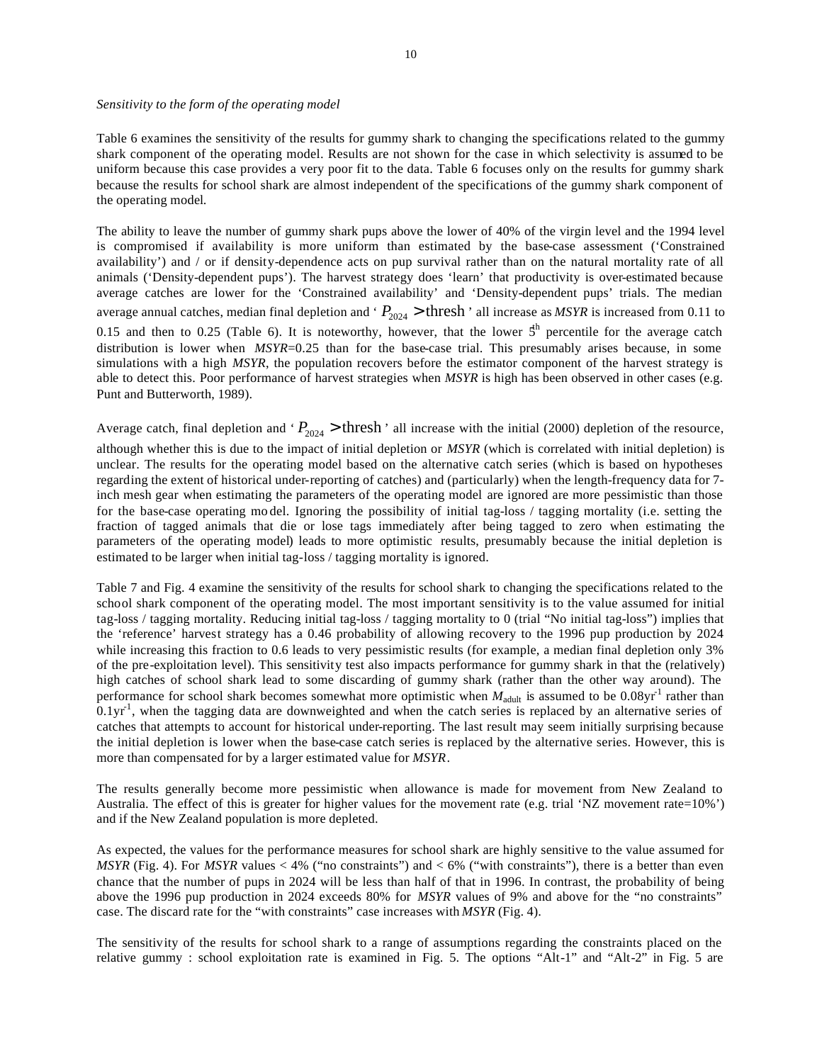*Sensitivity to the form of the operating model*

Table 6 examines the sensitivity of the results for gummy shark to changing the specifications related to the gummy shark component of the operating model. Results are not shown for the case in which selectivity is assumed to be uniform because this case provides a very poor fit to the data. Table 6 focuses only on the results for gummy shark because the results for school shark are almost independent of the specifications of the gummy shark component of the operating model.

The ability to leave the number of gummy shark pups above the lower of 40% of the virgin level and the 1994 level is compromised if availability is more uniform than estimated by the base-case assessment ('Constrained availability') and / or if density-dependence acts on pup survival rather than on the natural mortality rate of all animals ('Density-dependent pups'). The harvest strategy does 'learn' that productivity is over-estimated because average catches are lower for the 'Constrained availability' and 'Density-dependent pups' trials. The median average annual catches, median final depletion and '$P_{2024} > \text{thresh}$' all increase as *MSYR* is increased from 0.11 to 0.15 and then to 0.25 (Table 6). It is noteworthy, however, that the lower 5$^{th}$ percentile for the average catch distribution is lower when *MSYR*=0.25 than for the base-case trial. This presumably arises because, in some simulations with a high *MSYR*, the population recovers before the estimator component of the harvest strategy is able to detect this. Poor performance of harvest strategies when *MSYR* is high has been observed in other cases (e.g. Punt and Butterworth, 1989).

Average catch, final depletion and '$P_{2024} > \text{thresh}$' all increase with the initial (2000) depletion of the resource, although whether this is due to the impact of initial depletion or *MSYR* (which is correlated with initial depletion) is unclear. The results for the operating model based on the alternative catch series (which is based on hypotheses regarding the extent of historical under-reporting of catches) and (particularly) when the length-frequency data for 7-inch mesh gear when estimating the parameters of the operating model are ignored are more pessimistic than those for the base-case operating model. Ignoring the possibility of initial tag-loss / tagging mortality (i.e. setting the fraction of tagged animals that die or lose tags immediately after being tagged to zero when estimating the parameters of the operating model) leads to more optimistic results, presumably because the initial depletion is estimated to be larger when initial tag-loss / tagging mortality is ignored.

Table 7 and Fig. 4 examine the sensitivity of the results for school shark to changing the specifications related to the school shark component of the operating model. The most important sensitivity is to the value assumed for initial tag-loss / tagging mortality. Reducing initial tag-loss / tagging mortality to 0 (trial "No initial tag-loss") implies that the 'reference' harvest strategy has a 0.46 probability of allowing recovery to the 1996 pup production by 2024 while increasing this fraction to 0.6 leads to very pessimistic results (for example, a median final depletion only 3% of the pre-exploitation level). This sensitivity test also impacts performance for gummy shark in that the (relatively) high catches of school shark lead to some discarding of gummy shark (rather than the other way around). The performance for school shark becomes somewhat more optimistic when $M_{\text{adult}}$ is assumed to be 0.08yr$^{-1}$ rather than 0.1yr$^{-1}$, when the tagging data are downweighted and when the catch series is replaced by an alternative series of catches that attempts to account for historical under-reporting. The last result may seem initially surprising because the initial depletion is lower when the base-case catch series is replaced by the alternative series. However, this is more than compensated for by a larger estimated value for *MSYR*.

The results generally become more pessimistic when allowance is made for movement from New Zealand to Australia. The effect of this is greater for higher values for the movement rate (e.g. trial 'NZ movement rate=10%') and if the New Zealand population is more depleted.

As expected, the values for the performance measures for school shark are highly sensitive to the value assumed for *MSYR* (Fig. 4). For *MSYR* values < 4% ("no constraints") and < 6% ("with constraints"), there is a better than even chance that the number of pups in 2024 will be less than half of that in 1996. In contrast, the probability of being above the 1996 pup production in 2024 exceeds 80% for *MSYR* values of 9% and above for the "no constraints" case. The discard rate for the "with constraints" case increases with *MSYR* (Fig. 4).

The sensitivity of the results for school shark to a range of assumptions regarding the constraints placed on the relative gummy : school exploitation rate is examined in Fig. 5. The options "Alt-1" and "Alt-2" in Fig. 5 are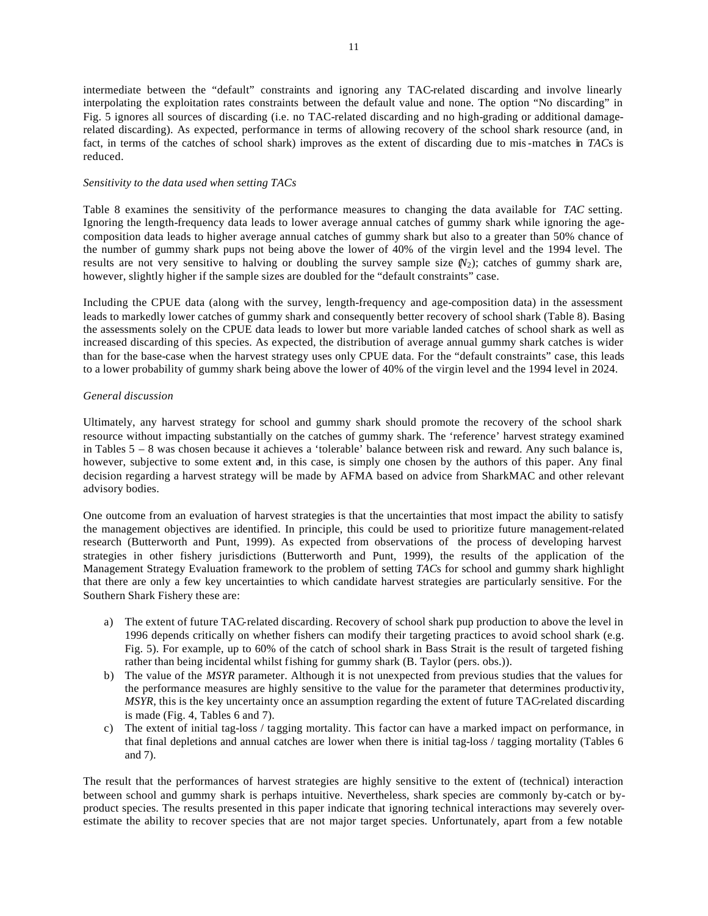intermediate between the "default" constraints and ignoring any TAC-related discarding and involve linearly interpolating the exploitation rates constraints between the default value and none. The option "No discarding" in Fig. 5 ignores all sources of discarding (i.e. no TAC-related discarding and no high-grading or additional damage-related discarding). As expected, performance in terms of allowing recovery of the school shark resource (and, in fact, in terms of the catches of school shark) improves as the extent of discarding due to mis-matches in *TAC*s is reduced.

*Sensitivity to the data used when setting TACs*

Table 8 examines the sensitivity of the performance measures to changing the data available for *TAC* setting. Ignoring the length-frequency data leads to lower average annual catches of gummy shark while ignoring the age-composition data leads to higher average annual catches of gummy shark but also to a greater than 50% chance of the number of gummy shark pups not being above the lower of 40% of the virgin level and the 1994 level. The results are not very sensitive to halving or doubling the survey sample size ($N_2$); catches of gummy shark are, however, slightly higher if the sample sizes are doubled for the "default constraints" case.

Including the CPUE data (along with the survey, length-frequency and age-composition data) in the assessment leads to markedly lower catches of gummy shark and consequently better recovery of school shark (Table 8). Basing the assessments solely on the CPUE data leads to lower but more variable landed catches of school shark as well as increased discarding of this species. As expected, the distribution of average annual gummy shark catches is wider than for the base-case when the harvest strategy uses only CPUE data. For the "default constraints" case, this leads to a lower probability of gummy shark being above the lower of 40% of the virgin level and the 1994 level in 2024.

*General discussion*

Ultimately, any harvest strategy for school and gummy shark should promote the recovery of the school shark resource without impacting substantially on the catches of gummy shark. The 'reference' harvest strategy examined in Tables 5 – 8 was chosen because it achieves a 'tolerable' balance between risk and reward. Any such balance is, however, subjective to some extent and, in this case, is simply one chosen by the authors of this paper. Any final decision regarding a harvest strategy will be made by AFMA based on advice from SharkMAC and other relevant advisory bodies.

One outcome from an evaluation of harvest strategies is that the uncertainties that most impact the ability to satisfy the management objectives are identified. In principle, this could be used to prioritize future management-related research (Butterworth and Punt, 1999). As expected from observations of the process of developing harvest strategies in other fishery jurisdictions (Butterworth and Punt, 1999), the results of the application of the Management Strategy Evaluation framework to the problem of setting *TAC*s for school and gummy shark highlight that there are only a few key uncertainties to which candidate harvest strategies are particularly sensitive. For the Southern Shark Fishery these are:

a) The extent of future TAC-related discarding. Recovery of school shark pup production to above the level in 1996 depends critically on whether fishers can modify their targeting practices to avoid school shark (e.g. Fig. 5). For example, up to 60% of the catch of school shark in Bass Strait is the result of targeted fishing rather than being incidental whilst fishing for gummy shark (B. Taylor (pers. obs.)).
b) The value of the *MSYR* parameter. Although it is not unexpected from previous studies that the values for the performance measures are highly sensitive to the value for the parameter that determines productivity, *MSYR*, this is the key uncertainty once an assumption regarding the extent of future TAC-related discarding is made (Fig. 4, Tables 6 and 7).
c) The extent of initial tag-loss / tagging mortality. This factor can have a marked impact on performance, in that final depletions and annual catches are lower when there is initial tag-loss / tagging mortality (Tables 6 and 7).

The result that the performances of harvest strategies are highly sensitive to the extent of (technical) interaction between school and gummy shark is perhaps intuitive. Nevertheless, shark species are commonly by-catch or by-product species. The results presented in this paper indicate that ignoring technical interactions may severely over-estimate the ability to recover species that are not major target species. Unfortunately, apart from a few notable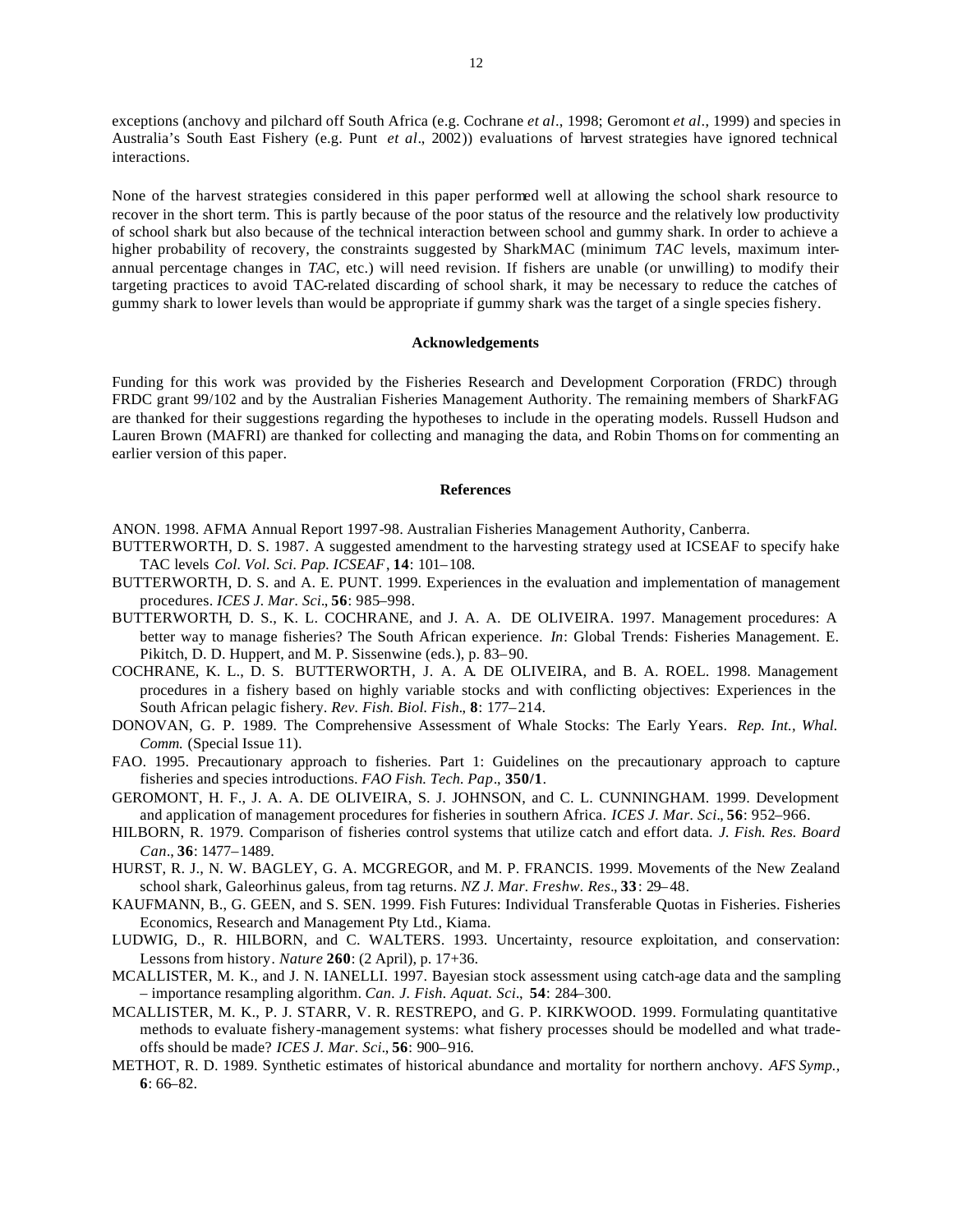exceptions (anchovy and pilchard off South Africa (e.g. Cochrane *et al*., 1998; Geromont *et al*., 1999) and species in Australia's South East Fishery (e.g. Punt *et al*., 2002)) evaluations of harvest strategies have ignored technical interactions.

None of the harvest strategies considered in this paper performed well at allowing the school shark resource to recover in the short term. This is partly because of the poor status of the resource and the relatively low productivity of school shark but also because of the technical interaction between school and gummy shark. In order to achieve a higher probability of recovery, the constraints suggested by SharkMAC (minimum *TAC* levels, maximum inter-annual percentage changes in *TAC*, etc.) will need revision. If fishers are unable (or unwilling) to modify their targeting practices to avoid TAC-related discarding of school shark, it may be necessary to reduce the catches of gummy shark to lower levels than would be appropriate if gummy shark was the target of a single species fishery.

## Acknowledgements

Funding for this work was provided by the Fisheries Research and Development Corporation (FRDC) through FRDC grant 99/102 and by the Australian Fisheries Management Authority. The remaining members of SharkFAG are thanked for their suggestions regarding the hypotheses to include in the operating models. Russell Hudson and Lauren Brown (MAFRI) are thanked for collecting and managing the data, and Robin Thomson for commenting an earlier version of this paper.

## References

ANON. 1998. AFMA Annual Report 1997-98. Australian Fisheries Management Authority, Canberra.

BUTTERWORTH, D. S. 1987. A suggested amendment to the harvesting strategy used at ICSEAF to specify hake TAC levels *Col. Vol. Sci. Pap. ICSEAF*, **14**: 101–108.

BUTTERWORTH, D. S. and A. E. PUNT. 1999. Experiences in the evaluation and implementation of management procedures. *ICES J. Mar. Sci*., **56**: 985–998.

BUTTERWORTH, D. S., K. L. COCHRANE, and J. A. A. DE OLIVEIRA. 1997. Management procedures: A better way to manage fisheries? The South African experience. *In*: Global Trends: Fisheries Management. E. Pikitch, D. D. Huppert, and M. P. Sissenwine (eds.), p. 83–90.

COCHRANE, K. L., D. S. BUTTERWORTH, J. A. A. DE OLIVEIRA, and B. A. ROEL. 1998. Management procedures in a fishery based on highly variable stocks and with conflicting objectives: Experiences in the South African pelagic fishery. *Rev. Fish. Biol. Fish*., **8**: 177–214.

DONOVAN, G. P. 1989. The Comprehensive Assessment of Whale Stocks: The Early Years. *Rep. Int., Whal. Comm.* (Special Issue 11).

FAO. 1995. Precautionary approach to fisheries. Part 1: Guidelines on the precautionary approach to capture fisheries and species introductions. *FAO Fish. Tech. Pap*., **350/1**.

GEROMONT, H. F., J. A. A. DE OLIVEIRA, S. J. JOHNSON, and C. L. CUNNINGHAM. 1999. Development and application of management procedures for fisheries in southern Africa. *ICES J. Mar. Sci*., **56**: 952–966.

HILBORN, R. 1979. Comparison of fisheries control systems that utilize catch and effort data. *J. Fish. Res. Board Can*., **36**: 1477–1489.

HURST, R. J., N. W. BAGLEY, G. A. MCGREGOR, and M. P. FRANCIS. 1999. Movements of the New Zealand school shark, Galeorhinus galeus, from tag returns. *NZ J. Mar. Freshw. Res*., **33**: 29–48.

KAUFMANN, B., G. GEEN, and S. SEN. 1999. Fish Futures: Individual Transferable Quotas in Fisheries. Fisheries Economics, Research and Management Pty Ltd., Kiama.

LUDWIG, D., R. HILBORN, and C. WALTERS. 1993. Uncertainty, resource exploitation, and conservation: Lessons from history. *Nature* **260**: (2 April), p. 17+36.

MCALLISTER, M. K., and J. N. IANELLI. 1997. Bayesian stock assessment using catch-age data and the sampling – importance resampling algorithm. *Can. J. Fish. Aquat. Sci*., **54**: 284–300.

MCALLISTER, M. K., P. J. STARR, V. R. RESTREPO, and G. P. KIRKWOOD. 1999. Formulating quantitative methods to evaluate fishery-management systems: what fishery processes should be modelled and what trade-offs should be made? *ICES J. Mar. Sci*., **56**: 900–916.

METHOT, R. D. 1989. Synthetic estimates of historical abundance and mortality for northern anchovy. *AFS Symp.*, **6**: 66–82.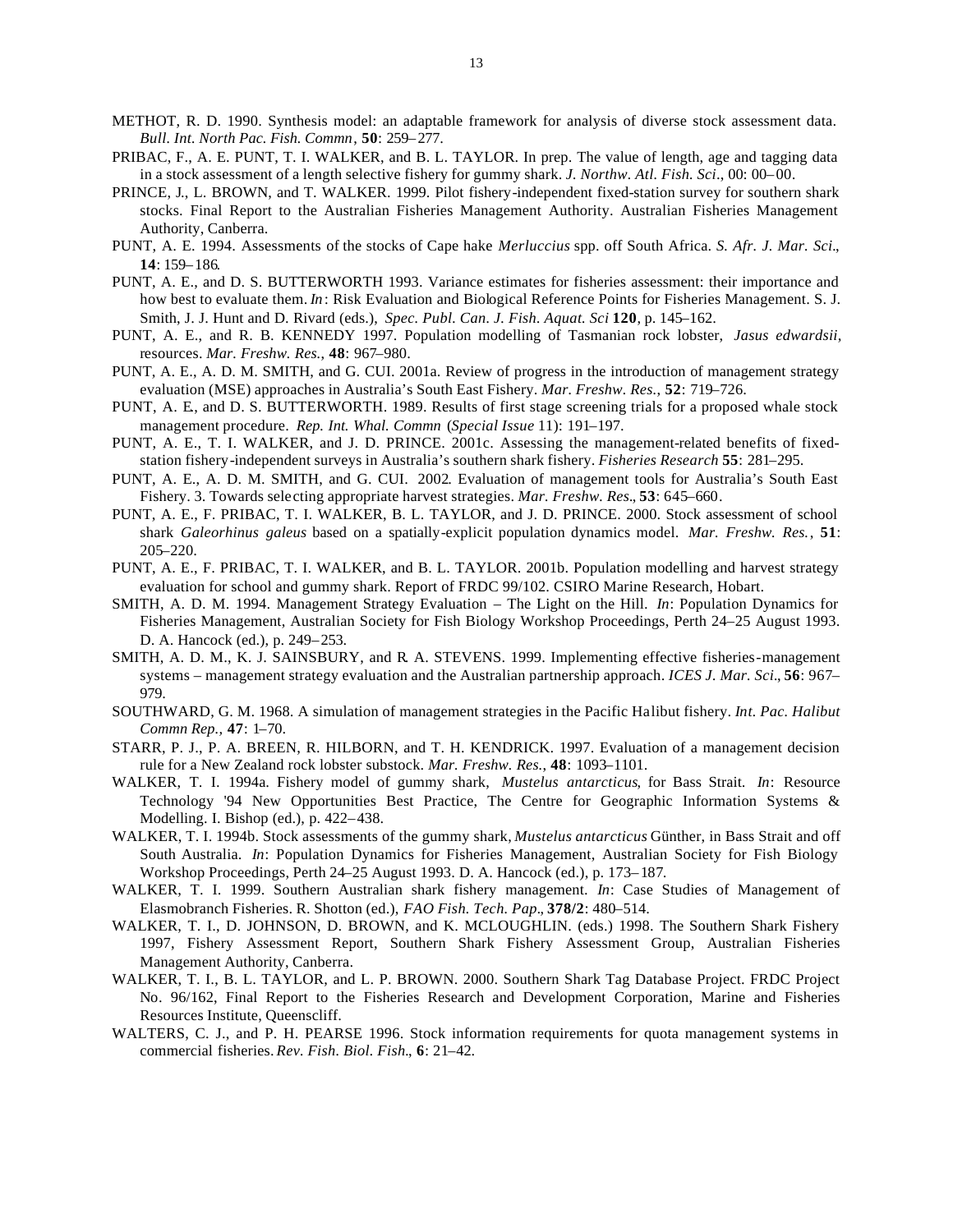METHOT, R. D. 1990. Synthesis model: an adaptable framework for analysis of diverse stock assessment data. *Bull. Int. North Pac. Fish. Commn*, **50**: 259–277.

PRIBAC, F., A. E. PUNT, T. I. WALKER, and B. L. TAYLOR. In prep. The value of length, age and tagging data in a stock assessment of a length selective fishery for gummy shark. *J. Northw. Atl. Fish. Sci*., 00: 00–00.

PRINCE, J., L. BROWN, and T. WALKER. 1999. Pilot fishery-independent fixed-station survey for southern shark stocks. Final Report to the Australian Fisheries Management Authority. Australian Fisheries Management Authority, Canberra.

PUNT, A. E. 1994. Assessments of the stocks of Cape hake *Merluccius* spp. off South Africa. *S. Afr. J. Mar. Sci*., **14**: 159–186.

PUNT, A. E., and D. S. BUTTERWORTH 1993. Variance estimates for fisheries assessment: their importance and how best to evaluate them. *In*: Risk Evaluation and Biological Reference Points for Fisheries Management. S. J. Smith, J. J. Hunt and D. Rivard (eds.), *Spec. Publ. Can. J. Fish. Aquat. Sci* **120**, p. 145–162.

PUNT, A. E., and R. B. KENNEDY 1997. Population modelling of Tasmanian rock lobster, *Jasus edwardsii*, resources. *Mar. Freshw. Res.*, **48**: 967–980.

PUNT, A. E., A. D. M. SMITH, and G. CUI. 2001a. Review of progress in the introduction of management strategy evaluation (MSE) approaches in Australia's South East Fishery. *Mar. Freshw. Res.*, **52**: 719–726.

PUNT, A. E., and D. S. BUTTERWORTH. 1989. Results of first stage screening trials for a proposed whale stock management procedure. *Rep. Int. Whal. Commn* (*Special Issue* 11): 191–197.

PUNT, A. E., T. I. WALKER, and J. D. PRINCE. 2001c. Assessing the management-related benefits of fixed-station fishery-independent surveys in Australia's southern shark fishery. *Fisheries Research* **55**: 281–295.

PUNT, A. E., A. D. M. SMITH, and G. CUI. 2002. Evaluation of management tools for Australia's South East Fishery. 3. Towards selecting appropriate harvest strategies. *Mar. Freshw. Res*., **53**: 645–660.

PUNT, A. E., F. PRIBAC, T. I. WALKER, B. L. TAYLOR, and J. D. PRINCE. 2000. Stock assessment of school shark *Galeorhinus galeus* based on a spatially-explicit population dynamics model. *Mar. Freshw. Res.*, **51**: 205–220.

PUNT, A. E., F. PRIBAC, T. I. WALKER, and B. L. TAYLOR. 2001b. Population modelling and harvest strategy evaluation for school and gummy shark. Report of FRDC 99/102. CSIRO Marine Research, Hobart.

SMITH, A. D. M. 1994. Management Strategy Evaluation – The Light on the Hill. *In*: Population Dynamics for Fisheries Management, Australian Society for Fish Biology Workshop Proceedings, Perth 24–25 August 1993. D. A. Hancock (ed.), p. 249–253.

SMITH, A. D. M., K. J. SAINSBURY, and R. A. STEVENS. 1999. Implementing effective fisheries-management systems – management strategy evaluation and the Australian partnership approach. *ICES J. Mar. Sci*., **56**: 967–979.

SOUTHWARD, G. M. 1968. A simulation of management strategies in the Pacific Halibut fishery. *Int. Pac. Halibut Commn Rep.*, **47**: 1–70.

STARR, P. J., P. A. BREEN, R. HILBORN, and T. H. KENDRICK. 1997. Evaluation of a management decision rule for a New Zealand rock lobster substock. *Mar. Freshw. Res.*, **48**: 1093–1101.

WALKER, T. I. 1994a. Fishery model of gummy shark, *Mustelus antarcticus*, for Bass Strait. *In*: Resource Technology '94 New Opportunities Best Practice, The Centre for Geographic Information Systems & Modelling. I. Bishop (ed.), p. 422–438.

WALKER, T. I. 1994b. Stock assessments of the gummy shark, *Mustelus antarcticus* Günther, in Bass Strait and off South Australia. *In*: Population Dynamics for Fisheries Management, Australian Society for Fish Biology Workshop Proceedings, Perth 24–25 August 1993. D. A. Hancock (ed.), p. 173–187.

WALKER, T. I. 1999. Southern Australian shark fishery management. *In*: Case Studies of Management of Elasmobranch Fisheries. R. Shotton (ed.), *FAO Fish. Tech. Pap*., **378/2**: 480–514.

WALKER, T. I., D. JOHNSON, D. BROWN, and K. MCLOUGHLIN. (eds.) 1998. The Southern Shark Fishery 1997, Fishery Assessment Report, Southern Shark Fishery Assessment Group, Australian Fisheries Management Authority, Canberra.

WALKER, T. I., B. L. TAYLOR, and L. P. BROWN. 2000. Southern Shark Tag Database Project. FRDC Project No. 96/162, Final Report to the Fisheries Research and Development Corporation, Marine and Fisheries Resources Institute, Queenscliff.

WALTERS, C. J., and P. H. PEARSE 1996. Stock information requirements for quota management systems in commercial fisheries. *Rev. Fish. Biol. Fish*., **6**: 21–42.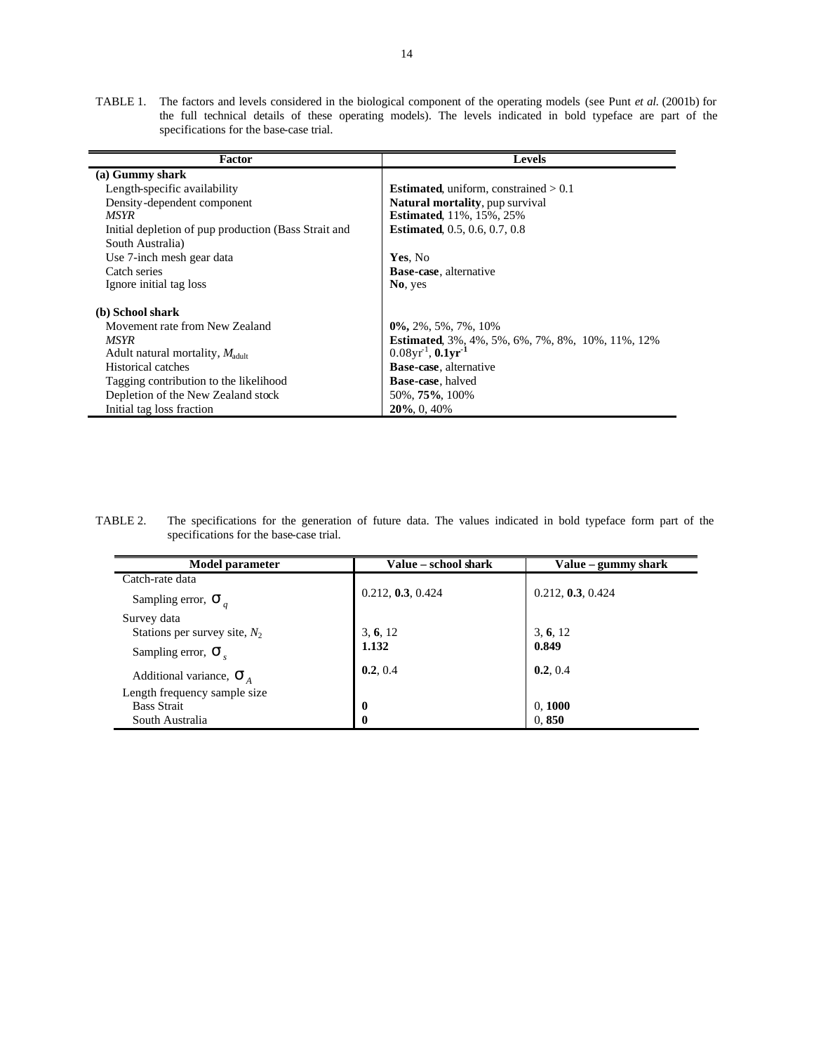TABLE 1. The factors and levels considered in the biological component of the operating models (see Punt *et al.* (2001b) for the full technical details of these operating models). The levels indicated in bold typeface are part of the specifications for the base-case trial.

| Factor | Levels |
|---|---|
| **(a) Gummy shark** | |
| Length-specific availability | **Estimated**, uniform, constrained > 0.1 |
| Density-dependent component | **Natural mortality**, pup survival |
| *MSYR* | **Estimated**, 11%, 15%, 25% |
| Initial depletion of pup production (Bass Strait and South Australia) | **Estimated**, 0.5, 0.6, 0.7, 0.8 |
| Use 7-inch mesh gear data | **Yes**, No |
| Catch series | **Base-case**, alternative |
| Ignore initial tag loss | **No**, yes |
| **(b) School shark** | |
| Movement rate from New Zealand | **0%,** 2%, 5%, 7%, 10% |
| *MSYR* | **Estimated**, 3%, 4%, 5%, 6%, 7%, 8%, 10%, 11%, 12% |
| Adult natural mortality, $M_{\text{adult}}$ | $0.08\text{yr}^{-1}$, $\mathbf{0.1yr^{-1}}$ |
| Historical catches | **Base-case**, alternative |
| Tagging contribution to the likelihood | **Base-case**, halved |
| Depletion of the New Zealand stock | 50%, **75%**, 100% |
| Initial tag loss fraction | **20%**, 0, 40% |

TABLE 2. The specifications for the generation of future data. The values indicated in bold typeface form part of the specifications for the base-case trial.

| Model parameter | Value – school shark | Value – gummy shark |
|---|---|---|
| Catch-rate data | | |
| Sampling error, $\sigma_q$ | 0.212, **0.3**, 0.424 | 0.212, **0.3**, 0.424 |
| Survey data | | |
| Stations per survey site, $N_2$ | 3, **6**, 12 | 3, **6**, 12 |
| Sampling error, $\sigma_s$ | **1.132** | **0.849** |
| Additional variance, $\sigma_A$ | **0.2**, 0.4 | **0.2**, 0.4 |
| Length frequency sample size | | |
| Bass Strait | **0** | 0, **1000** |
| South Australia | **0** | 0, **850** |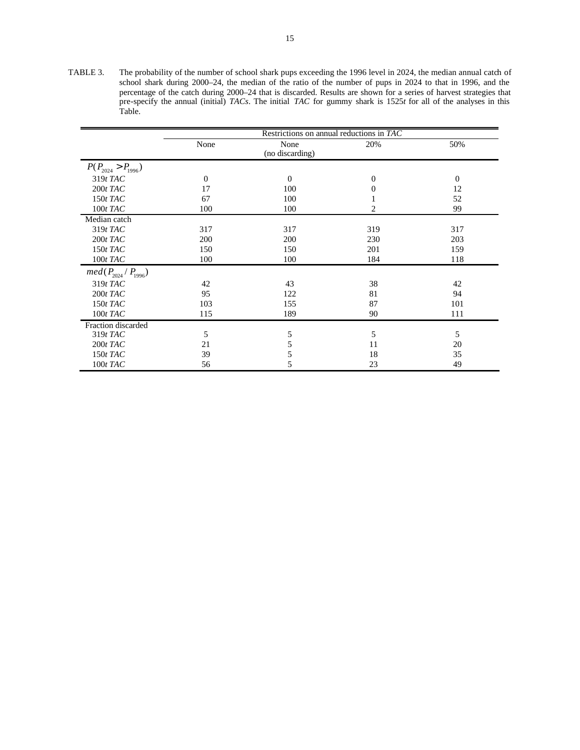TABLE 3. The probability of the number of school shark pups exceeding the 1996 level in 2024, the median annual catch of school shark during 2000–24, the median of the ratio of the number of pups in 2024 to that in 1996, and the percentage of the catch during 2000–24 that is discarded. Results are shown for a series of harvest strategies that pre-specify the annual (initial) *TACs*. The initial *TAC* for gummy shark is 1525*t* for all of the analyses in this Table.

| | Restrictions on annual reductions in *TAC* | | | |
|---|---|---|---|---|
| | None | None (no discarding) | 20% | 50% |
| $P(P_{2024} > P_{1996})$ | | | | |
| 319*t TAC* | 0 | 0 | 0 | 0 |
| 200*t TAC* | 17 | 100 | 0 | 12 |
| 150*t TAC* | 67 | 100 | 1 | 52 |
| 100*t TAC* | 100 | 100 | 2 | 99 |
| Median catch | | | | |
| 319*t TAC* | 317 | 317 | 319 | 317 |
| 200*t TAC* | 200 | 200 | 230 | 203 |
| 150*t TAC* | 150 | 150 | 201 | 159 |
| 100*t TAC* | 100 | 100 | 184 | 118 |
| $med(P_{2024} / P_{1996})$ | | | | |
| 319*t TAC* | 42 | 43 | 38 | 42 |
| 200*t TAC* | 95 | 122 | 81 | 94 |
| 150*t TAC* | 103 | 155 | 87 | 101 |
| 100*t TAC* | 115 | 189 | 90 | 111 |
| Fraction discarded | | | | |
| 319*t TAC* | 5 | 5 | 5 | 5 |
| 200*t TAC* | 21 | 5 | 11 | 20 |
| 150*t TAC* | 39 | 5 | 18 | 35 |
| 100*t TAC* | 56 | 5 | 23 | 49 |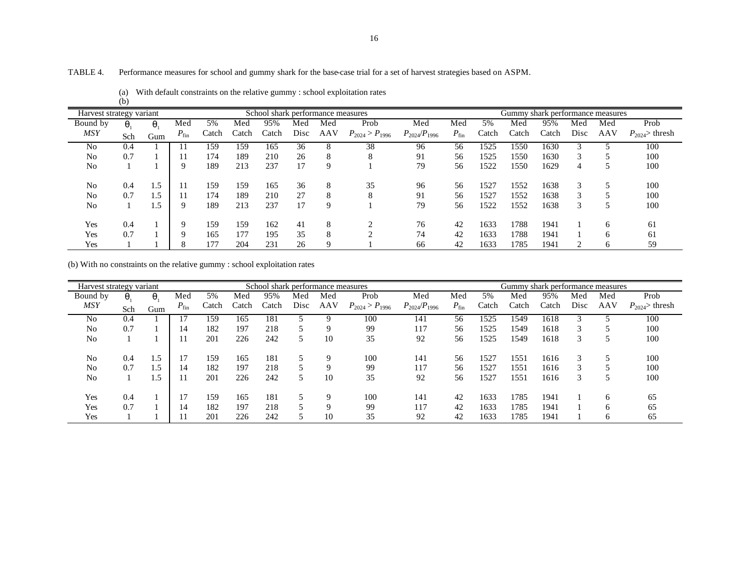TABLE 4. Performance measures for school and gummy shark for the base-case trial for a set of harvest strategies based on ASPM.

(a) With default constraints on the relative gummy : school exploitation rates
(b)

| Harvest strategy variant | | | School shark performance measures | | | | | | | | | Gummy shark performance measures | | | | | | |
|---|---|---|---|---|---|---|---|---|---|---|---|---|---|---|---|---|---|---|
| Bound by *MSY* | $\theta_1$ Sch | $\theta_1$ Gum | Med $P_{\text{fin}}$ | 5% Catch | Med Catch | 95% Catch | Med Disc | Med AAV | Prob $P_{2024} > P_{1996}$ | Med $P_{2024}/P_{1996}$ | Med $P_{\text{fin}}$ | 5% Catch | Med Catch | 95% Catch | Med Disc | Med AAV | Prob $P_{2024}$> thresh |
| No | 0.4 | 1 | 11 | 159 | 159 | 165 | 36 | 8 | 38 | 96 | 56 | 1525 | 1550 | 1630 | 3 | 5 | 100 |
| No | 0.7 | 1 | 11 | 174 | 189 | 210 | 26 | 8 | 8 | 91 | 56 | 1525 | 1550 | 1630 | 3 | 5 | 100 |
| No | 1 | 1 | 9 | 189 | 213 | 237 | 17 | 9 | 1 | 79 | 56 | 1522 | 1550 | 1629 | 4 | 5 | 100 |
| No | 0.4 | 1.5 | 11 | 159 | 159 | 165 | 36 | 8 | 35 | 96 | 56 | 1527 | 1552 | 1638 | 3 | 5 | 100 |
| No | 0.7 | 1.5 | 11 | 174 | 189 | 210 | 27 | 8 | 8 | 91 | 56 | 1527 | 1552 | 1638 | 3 | 5 | 100 |
| No | 1 | 1.5 | 9 | 189 | 213 | 237 | 17 | 9 | 1 | 79 | 56 | 1522 | 1552 | 1638 | 3 | 5 | 100 |
| Yes | 0.4 | 1 | 9 | 159 | 159 | 162 | 41 | 8 | 2 | 76 | 42 | 1633 | 1788 | 1941 | 1 | 6 | 61 |
| Yes | 0.7 | 1 | 9 | 165 | 177 | 195 | 35 | 8 | 2 | 74 | 42 | 1633 | 1788 | 1941 | 1 | 6 | 61 |
| Yes | 1 | 1 | 8 | 177 | 204 | 231 | 26 | 9 | 1 | 66 | 42 | 1633 | 1785 | 1941 | 2 | 6 | 59 |

(b) With no constraints on the relative gummy : school exploitation rates

| Harvest strategy variant | | | School shark performance measures | | | | | | | | | Gummy shark performance measures | | | | | | |
|---|---|---|---|---|---|---|---|---|---|---|---|---|---|---|---|---|---|---|
| Bound by *MSY* | $\theta_1$ Sch | $\theta_1$ Gum | Med $P_{\text{fin}}$ | 5% Catch | Med Catch | 95% Catch | Med Disc | Med AAV | Prob $P_{2024} > P_{1996}$ | Med $P_{2024}/P_{1996}$ | Med $P_{\text{fin}}$ | 5% Catch | Med Catch | 95% Catch | Med Disc | Med AAV | Prob $P_{2024}$> thresh |
| No | 0.4 | 1 | 17 | 159 | 165 | 181 | 5 | 9 | 100 | 141 | 56 | 1525 | 1549 | 1618 | 3 | 5 | 100 |
| No | 0.7 | 1 | 14 | 182 | 197 | 218 | 5 | 9 | 99 | 117 | 56 | 1525 | 1549 | 1618 | 3 | 5 | 100 |
| No | 1 | 1 | 11 | 201 | 226 | 242 | 5 | 10 | 35 | 92 | 56 | 1525 | 1549 | 1618 | 3 | 5 | 100 |
| No | 0.4 | 1.5 | 17 | 159 | 165 | 181 | 5 | 9 | 100 | 141 | 56 | 1527 | 1551 | 1616 | 3 | 5 | 100 |
| No | 0.7 | 1.5 | 14 | 182 | 197 | 218 | 5 | 9 | 99 | 117 | 56 | 1527 | 1551 | 1616 | 3 | 5 | 100 |
| No | 1 | 1.5 | 11 | 201 | 226 | 242 | 5 | 10 | 35 | 92 | 56 | 1527 | 1551 | 1616 | 3 | 5 | 100 |
| Yes | 0.4 | 1 | 17 | 159 | 165 | 181 | 5 | 9 | 100 | 141 | 42 | 1633 | 1785 | 1941 | 1 | 6 | 65 |
| Yes | 0.7 | 1 | 14 | 182 | 197 | 218 | 5 | 9 | 99 | 117 | 42 | 1633 | 1785 | 1941 | 1 | 6 | 65 |
| Yes | 1 | 1 | 11 | 201 | 226 | 242 | 5 | 10 | 35 | 92 | 42 | 1633 | 1785 | 1941 | 1 | 6 | 65 |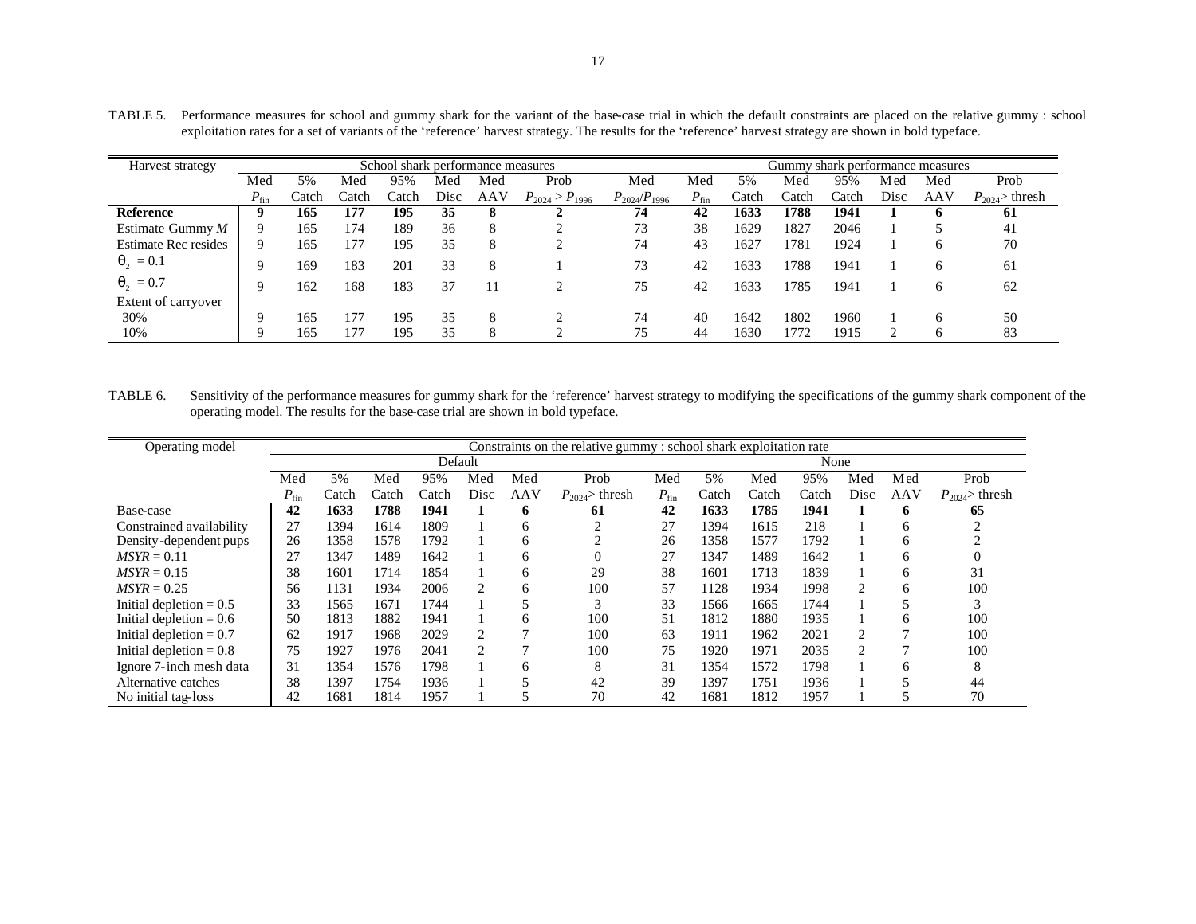TABLE 5. Performance measures for school and gummy shark for the variant of the base-case trial in which the default constraints are placed on the relative gummy : school exploitation rates for a set of variants of the 'reference' harvest strategy. The results for the 'reference' harvest strategy are shown in bold typeface.

| Harvest strategy | School shark performance measures | | | | | | | | Gummy shark performance measures | | | | | | |
|---|---|---|---|---|---|---|---|---|---|---|---|---|---|---|---|
| | Med $P_{fin}$ | 5% Catch | Med Catch | 95% Catch | Med Disc | Med AAV | Prob $P_{2024} > P_{1996}$ | Med $P_{2024}/P_{1996}$ | Med $P_{fin}$ | 5% Catch | Med Catch | 95% Catch | Med Disc | Med AAV | Prob $P_{2024}$> thresh |
| **Reference** | **9** | **165** | **177** | **195** | **35** | **8** | **2** | **74** | **42** | **1633** | **1788** | **1941** | **1** | **6** | **61** |
| Estimate Gummy *M* | 9 | 165 | 174 | 189 | 36 | 8 | 2 | 73 | 38 | 1629 | 1827 | 2046 | 1 | 5 | 41 |
| Estimate Rec resides | 9 | 165 | 177 | 195 | 35 | 8 | 2 | 74 | 43 | 1627 | 1781 | 1924 | 1 | 6 | 70 |
| $\theta_2 = 0.1$ | 9 | 169 | 183 | 201 | 33 | 8 | 1 | 73 | 42 | 1633 | 1788 | 1941 | 1 | 6 | 61 |
| $\theta_2 = 0.7$ | 9 | 162 | 168 | 183 | 37 | 11 | 2 | 75 | 42 | 1633 | 1785 | 1941 | 1 | 6 | 62 |
| Extent of carryover | | | | | | | | | | | | | | | |
| 30% | 9 | 165 | 177 | 195 | 35 | 8 | 2 | 74 | 40 | 1642 | 1802 | 1960 | 1 | 6 | 50 |
| 10% | 9 | 165 | 177 | 195 | 35 | 8 | 2 | 75 | 44 | 1630 | 1772 | 1915 | 2 | 6 | 83 |

TABLE 6. Sensitivity of the performance measures for gummy shark for the 'reference' harvest strategy to modifying the specifications of the gummy shark component of the operating model. The results for the base-case trial are shown in bold typeface.

| Operating model | Constraints on the relative gummy : school shark exploitation rate | | | | | | | | | | | | | |
|---|---|---|---|---|---|---|---|---|---|---|---|---|---|---|
| | Default | | | | | | | None | | | | | | |
| | Med $P_{fin}$ | 5% Catch | Med Catch | 95% Catch | Med Disc | Med AAV | Prob $P_{2024}$> thresh | Med $P_{fin}$ | 5% Catch | Med Catch | 95% Catch | Med Disc | Med AAV | Prob $P_{2024}$> thresh |
| **Base-case** | **42** | **1633** | **1788** | **1941** | **1** | **6** | **61** | **42** | **1633** | **1785** | **1941** | **1** | **6** | **65** |
| Constrained availability | 27 | 1394 | 1614 | 1809 | 1 | 6 | 2 | 27 | 1394 | 1615 | 218 | 1 | 6 | 2 |
| Density-dependent pups | 26 | 1358 | 1578 | 1792 | 1 | 6 | 2 | 26 | 1358 | 1577 | 1792 | 1 | 6 | 2 |
| $MSYR = 0.11$ | 27 | 1347 | 1489 | 1642 | 1 | 6 | 0 | 27 | 1347 | 1489 | 1642 | 1 | 6 | 0 |
| $MSYR = 0.15$ | 38 | 1601 | 1714 | 1854 | 1 | 6 | 29 | 38 | 1601 | 1713 | 1839 | 1 | 6 | 31 |
| $MSYR = 0.25$ | 56 | 1131 | 1934 | 2006 | 2 | 6 | 100 | 57 | 1128 | 1934 | 1998 | 2 | 6 | 100 |
| Initial depletion = 0.5 | 33 | 1565 | 1671 | 1744 | 1 | 5 | 3 | 33 | 1566 | 1665 | 1744 | 1 | 5 | 3 |
| Initial depletion = 0.6 | 50 | 1813 | 1882 | 1941 | 1 | 6 | 100 | 51 | 1812 | 1880 | 1935 | 1 | 6 | 100 |
| Initial depletion = 0.7 | 62 | 1917 | 1968 | 2029 | 2 | 7 | 100 | 63 | 1911 | 1962 | 2021 | 2 | 7 | 100 |
| Initial depletion = 0.8 | 75 | 1927 | 1976 | 2041 | 2 | 7 | 100 | 75 | 1920 | 1971 | 2035 | 2 | 7 | 100 |
| Ignore 7-inch mesh data | 31 | 1354 | 1576 | 1798 | 1 | 6 | 8 | 31 | 1354 | 1572 | 1798 | 1 | 6 | 8 |
| Alternative catches | 38 | 1397 | 1754 | 1936 | 1 | 5 | 42 | 39 | 1397 | 1751 | 1936 | 1 | 5 | 44 |
| No initial tag-loss | 42 | 1681 | 1814 | 1957 | 1 | 5 | 70 | 42 | 1681 | 1812 | 1957 | 1 | 5 | 70 |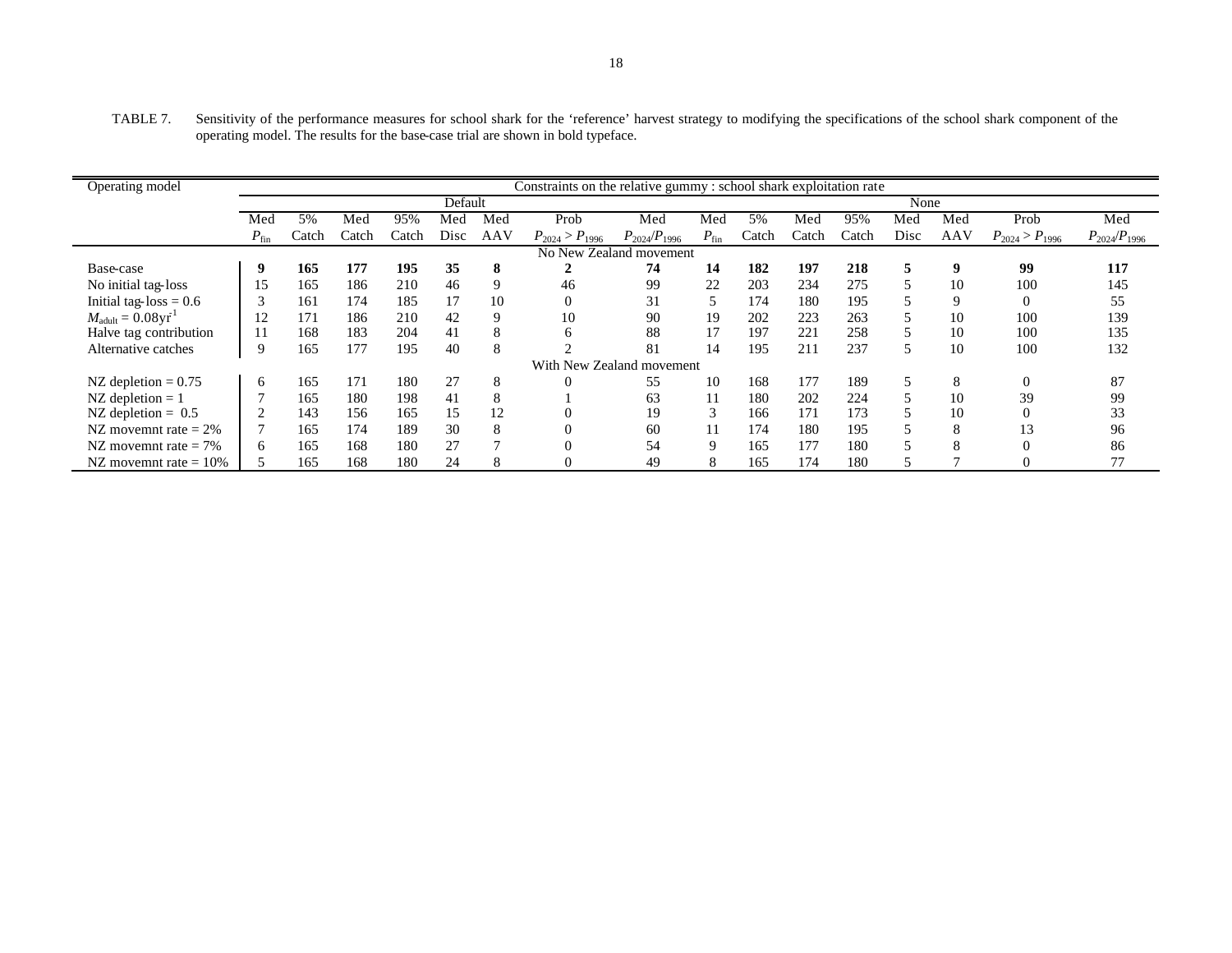TABLE 7. Sensitivity of the performance measures for school shark for the ‘reference’ harvest strategy to modifying the specifications of the school shark component of the operating model. The results for the base-case trial are shown in bold typeface.

| Operating model | Constraints on the relative gummy : school shark exploitation rate | | | | | | | | | | | | | | | |
|---|---|---|---|---|---|---|---|---|---|---|---|---|---|---|---|---|
| | Default | | | | | | | | None | | | | | | | |
| | Med $P_{fin}$ | 5% Catch | Med Catch | 95% Catch | Med Disc | Med AAV | Prob $P_{2024} > P_{1996}$ | Med $P_{2024}/P_{1996}$ | Med $P_{fin}$ | 5% Catch | Med Catch | 95% Catch | Med Disc | Med AAV | Prob $P_{2024} > P_{1996}$ | Med $P_{2024}/P_{1996}$ |
| No New Zealand movement | | | | | | | | | | | | | | | | |
| Base-case | **9** | **165** | **177** | **195** | **35** | **8** | **2** | **74** | **14** | **182** | **197** | **218** | **5** | **9** | **99** | **117** |
| No initial tag-loss | 15 | 165 | 186 | 210 | 46 | 9 | 46 | 99 | 22 | 203 | 234 | 275 | 5 | 10 | 100 | 145 |
| Initial tag-loss = 0.6 | 3 | 161 | 174 | 185 | 17 | 10 | 0 | 31 | 5 | 174 | 180 | 195 | 5 | 9 | 0 | 55 |
| $M_{adult} = 0.08yr^{-1}$ | 12 | 171 | 186 | 210 | 42 | 9 | 10 | 90 | 19 | 202 | 223 | 263 | 5 | 10 | 100 | 139 |
| Halve tag contribution | 11 | 168 | 183 | 204 | 41 | 8 | 6 | 88 | 17 | 197 | 221 | 258 | 5 | 10 | 100 | 135 |
| Alternative catches | 9 | 165 | 177 | 195 | 40 | 8 | 2 | 81 | 14 | 195 | 211 | 237 | 5 | 10 | 100 | 132 |
| With New Zealand movement | | | | | | | | | | | | | | | | |
| NZ depletion = 0.75 | 6 | 165 | 171 | 180 | 27 | 8 | 0 | 55 | 10 | 168 | 177 | 189 | 5 | 8 | 0 | 87 |
| NZ depletion = 1 | 7 | 165 | 180 | 198 | 41 | 8 | 1 | 63 | 11 | 180 | 202 | 224 | 5 | 10 | 39 | 99 |
| NZ depletion = 0.5 | 2 | 143 | 156 | 165 | 15 | 12 | 0 | 19 | 3 | 166 | 171 | 173 | 5 | 10 | 0 | 33 |
| NZ movemnt rate = 2% | 7 | 165 | 174 | 189 | 30 | 8 | 0 | 60 | 11 | 174 | 180 | 195 | 5 | 8 | 13 | 96 |
| NZ movemnt rate = 7% | 6 | 165 | 168 | 180 | 27 | 7 | 0 | 54 | 9 | 165 | 177 | 180 | 5 | 8 | 0 | 86 |
| NZ movemnt rate = 10% | 5 | 165 | 168 | 180 | 24 | 8 | 0 | 49 | 8 | 165 | 174 | 180 | 5 | 7 | 0 | 77 |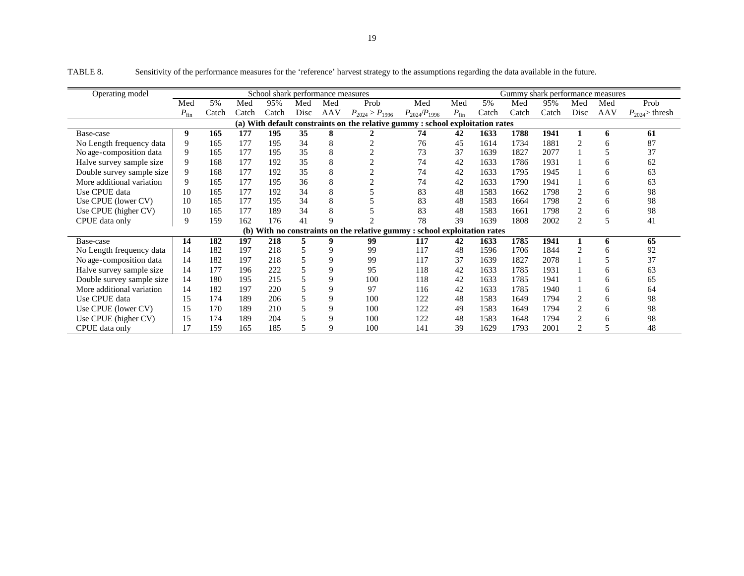TABLE 8. Sensitivity of the performance measures for the 'reference' harvest strategy to the assumptions regarding the data available in the future.

| Operating model | School shark performance measures | | | | | | | | Gummy shark performance measures | | | | | | |
|---|---|---|---|---|---|---|---|---|---|---|---|---|---|---|---|
| | Med $P_{\text{fin}}$ | 5% Catch | Med Catch | 95% Catch | Med Disc | Med AAV | Prob $P_{2024} > P_{1996}$ | Med $P_{2024}/P_{1996}$ | Med $P_{\text{fin}}$ | 5% Catch | Med Catch | 95% Catch | Med Disc | Med AAV | Prob $P_{2024}$> thresh |
| **(a) With default constraints on the relative gummy : school exploitation rates** | | | | | | | | | | | | | | | |
| Base-case | **9** | **165** | **177** | **195** | **35** | **8** | **2** | **74** | **42** | **1633** | **1788** | **1941** | **1** | **6** | **61** |
| No Length frequency data | 9 | 165 | 177 | 195 | 34 | 8 | 2 | 76 | 45 | 1614 | 1734 | 1881 | 2 | 6 | 87 |
| No age-composition data | 9 | 165 | 177 | 195 | 35 | 8 | 2 | 73 | 37 | 1639 | 1827 | 2077 | 1 | 5 | 37 |
| Halve survey sample size | 9 | 168 | 177 | 192 | 35 | 8 | 2 | 74 | 42 | 1633 | 1786 | 1931 | 1 | 6 | 62 |
| Double survey sample size | 9 | 168 | 177 | 192 | 35 | 8 | 2 | 74 | 42 | 1633 | 1795 | 1945 | 1 | 6 | 63 |
| More additional variation | 9 | 165 | 177 | 195 | 36 | 8 | 2 | 74 | 42 | 1633 | 1790 | 1941 | 1 | 6 | 63 |
| Use CPUE data | 10 | 165 | 177 | 192 | 34 | 8 | 5 | 83 | 48 | 1583 | 1662 | 1798 | 2 | 6 | 98 |
| Use CPUE (lower CV) | 10 | 165 | 177 | 195 | 34 | 8 | 5 | 83 | 48 | 1583 | 1664 | 1798 | 2 | 6 | 98 |
| Use CPUE (higher CV) | 10 | 165 | 177 | 189 | 34 | 8 | 5 | 83 | 48 | 1583 | 1661 | 1798 | 2 | 6 | 98 |
| CPUE data only | 9 | 159 | 162 | 176 | 41 | 9 | 2 | 78 | 39 | 1639 | 1808 | 2002 | 2 | 5 | 41 |
| **(b) With no constraints on the relative gummy : school exploitation rates** | | | | | | | | | | | | | | | |
| Base-case | **14** | **182** | **197** | **218** | **5** | **9** | **99** | **117** | **42** | **1633** | **1785** | **1941** | **1** | **6** | **65** |
| No Length frequency data | 14 | 182 | 197 | 218 | 5 | 9 | 99 | 117 | 48 | 1596 | 1706 | 1844 | 2 | 6 | 92 |
| No age-composition data | 14 | 182 | 197 | 218 | 5 | 9 | 99 | 117 | 37 | 1639 | 1827 | 2078 | 1 | 5 | 37 |
| Halve survey sample size | 14 | 177 | 196 | 222 | 5 | 9 | 95 | 118 | 42 | 1633 | 1785 | 1931 | 1 | 6 | 63 |
| Double survey sample size | 14 | 180 | 195 | 215 | 5 | 9 | 100 | 118 | 42 | 1633 | 1785 | 1941 | 1 | 6 | 65 |
| More additional variation | 14 | 182 | 197 | 220 | 5 | 9 | 97 | 116 | 42 | 1633 | 1785 | 1940 | 1 | 6 | 64 |
| Use CPUE data | 15 | 174 | 189 | 206 | 5 | 9 | 100 | 122 | 48 | 1583 | 1649 | 1794 | 2 | 6 | 98 |
| Use CPUE (lower CV) | 15 | 170 | 189 | 210 | 5 | 9 | 100 | 122 | 49 | 1583 | 1649 | 1794 | 2 | 6 | 98 |
| Use CPUE (higher CV) | 15 | 174 | 189 | 204 | 5 | 9 | 100 | 122 | 48 | 1583 | 1648 | 1794 | 2 | 6 | 98 |
| CPUE data only | 17 | 159 | 165 | 185 | 5 | 9 | 100 | 141 | 39 | 1629 | 1793 | 2001 | 2 | 5 | 48 |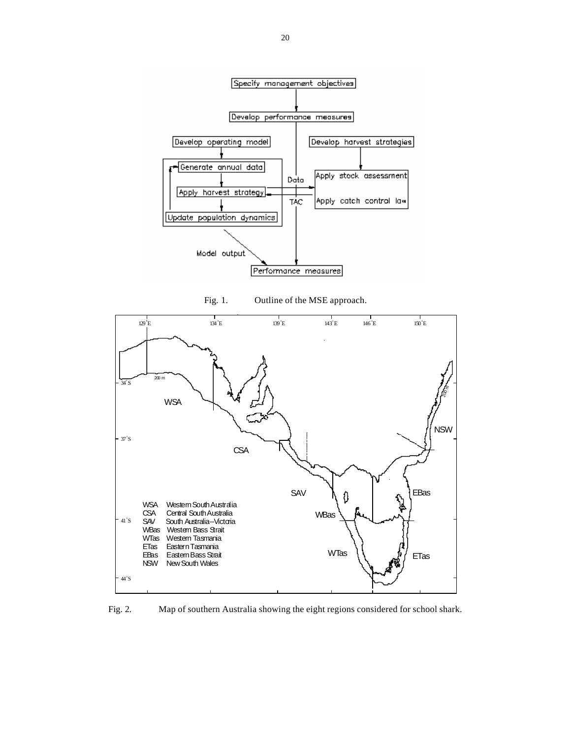Fig. 1. Outline of the MSE approach.

Fig. 2. Map of southern Australia showing the eight regions considered for school shark.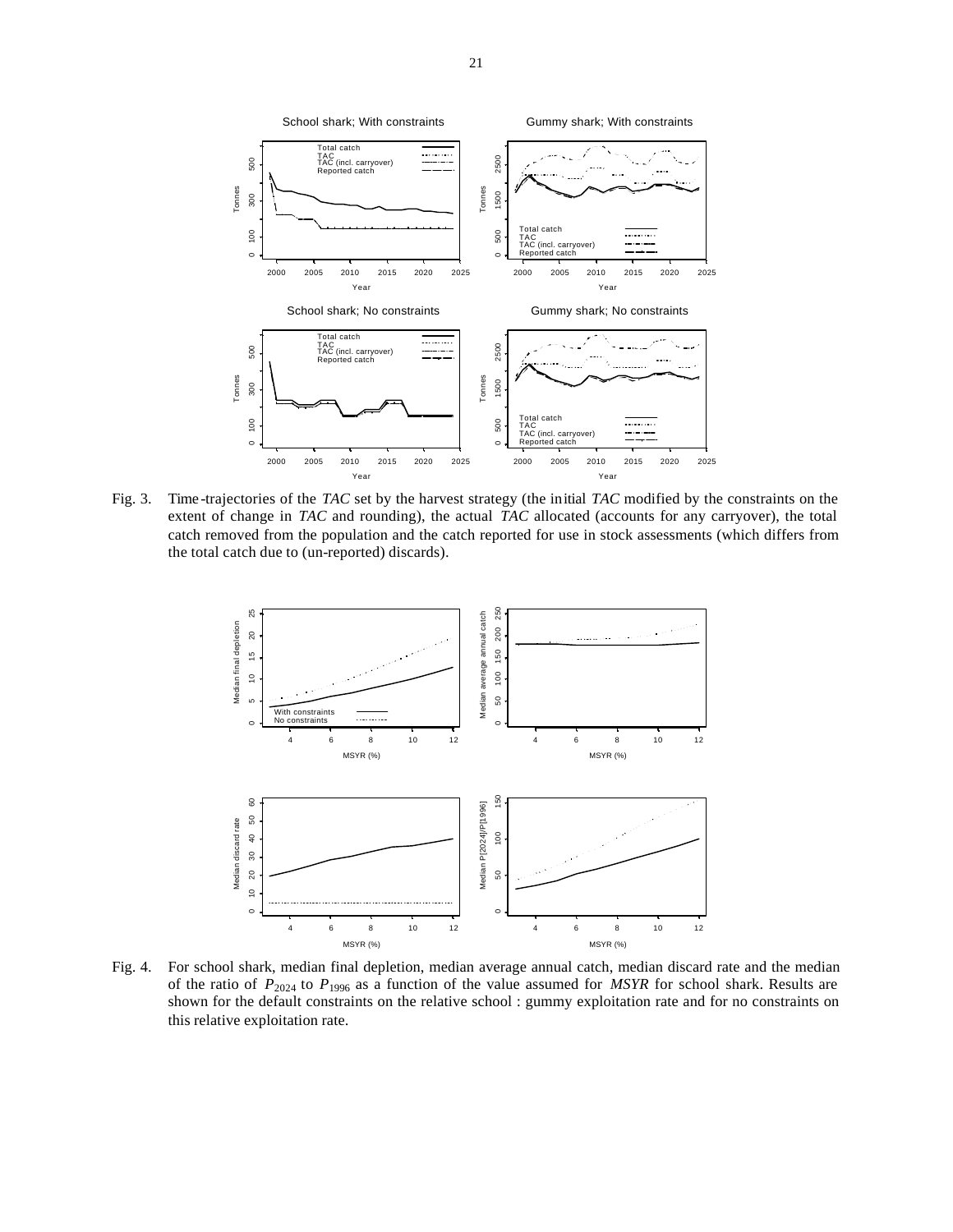Fig. 3. Time-trajectories of the *TAC* set by the harvest strategy (the initial *TAC* modified by the constraints on the extent of change in *TAC* and rounding), the actual *TAC* allocated (accounts for any carryover), the total catch removed from the population and the catch reported for use in stock assessments (which differs from the total catch due to (un-reported) discards).

Fig. 4. For school shark, median final depletion, median average annual catch, median discard rate and the median of the ratio of $P_{2024}$ to $P_{1996}$ as a function of the value assumed for *MSYR* for school shark. Results are shown for the default constraints on the relative school : gummy exploitation rate and for no constraints on this relative exploitation rate.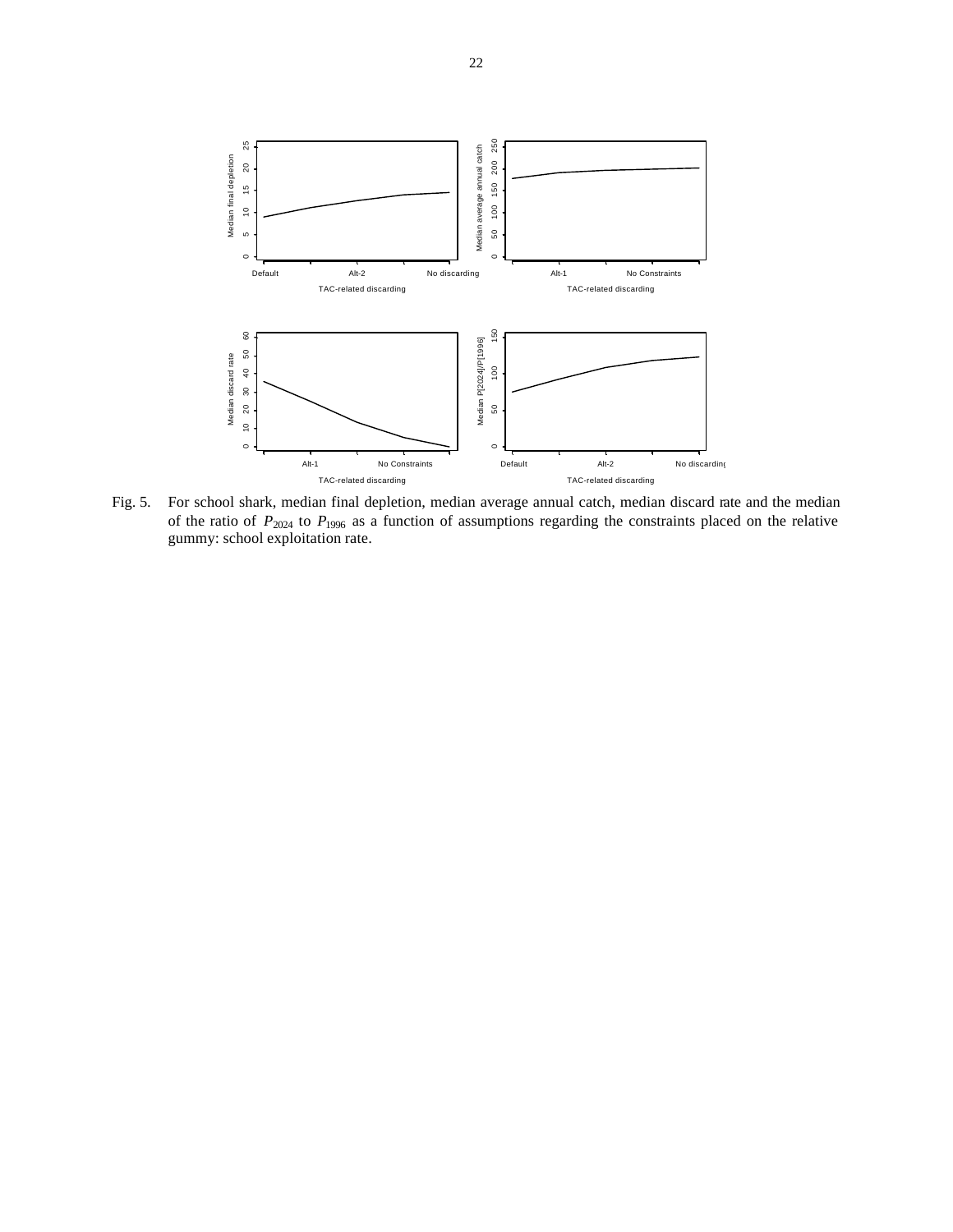Median final depletion
0 5 10 15 20 25
Default Alt-2 No discarding
TAC-related discarding

Median average annual catch
0 50 100 150 200 250
Alt-1 No Constraints
TAC-related discarding

Median discard rate
0 10 20 30 40 50 60
Alt-1 No Constraints
TAC-related discarding

Median P[2024]/P[1996]
0 50 100 150
Default Alt-2 No discarding
TAC-related discarding

Fig. 5. For school shark, median final depletion, median average annual catch, median discard rate and the median of the ratio of $P_{2024}$ to $P_{1996}$ as a function of assumptions regarding the constraints placed on the relative gummy: school exploitation rate.